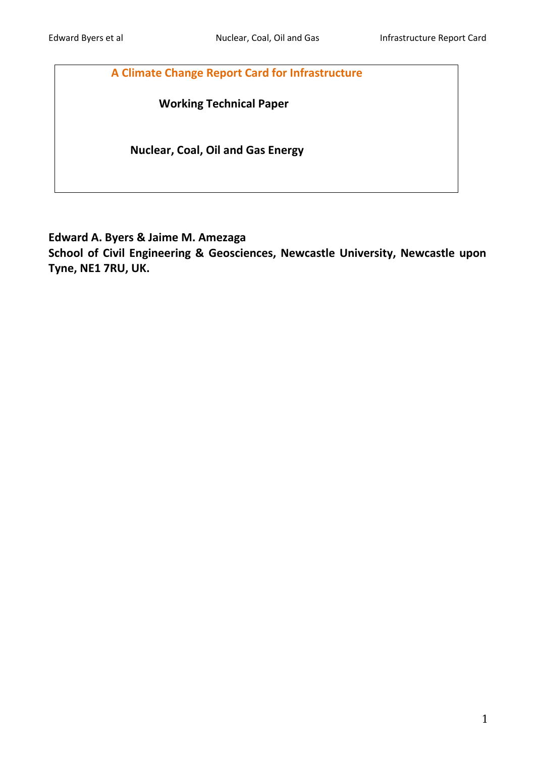# A Climate Change Report Card for Infrastructure

## Working Technical Paper

## Nuclear, Coal, Oil and Gas Energy

**Edward A. Byers & Jaime M. Amezaga**

**School of Civil Engineering & Geosciences, Newcastle University, Newcastle upon Tyne, NE1 7RU, UK.**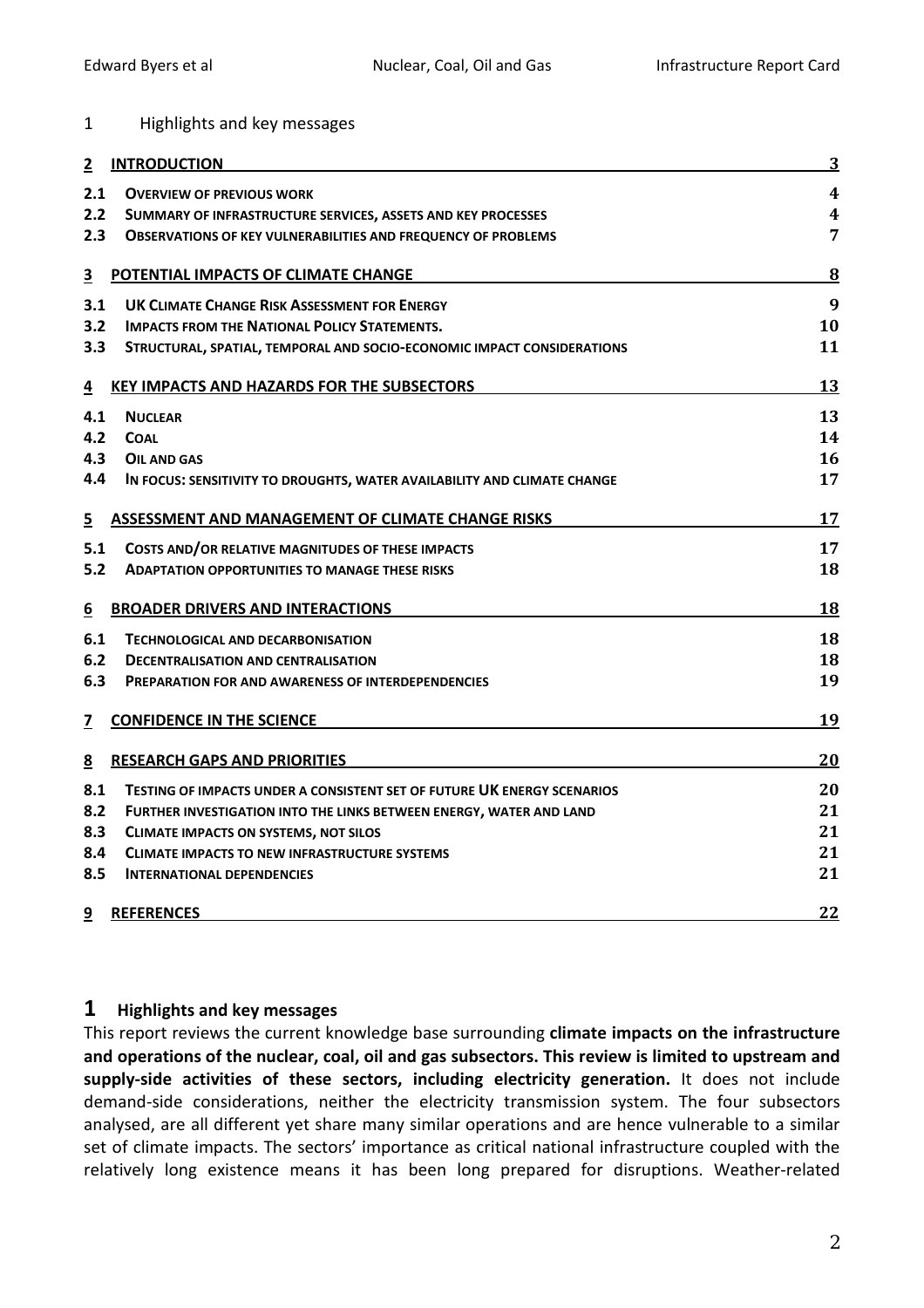1 Highlights and key messages

| | | |
|---|---|---|
| **2** | **INTRODUCTION** | **3** |
| **2.1** | **OVERVIEW OF PREVIOUS WORK** | **4** |
| **2.2** | **SUMMARY OF INFRASTRUCTURE SERVICES, ASSETS AND KEY PROCESSES** | **4** |
| **2.3** | **OBSERVATIONS OF KEY VULNERABILITIES AND FREQUENCY OF PROBLEMS** | **7** |
| **3** | **POTENTIAL IMPACTS OF CLIMATE CHANGE** | **8** |
| **3.1** | **UK CLIMATE CHANGE RISK ASSESSMENT FOR ENERGY** | **9** |
| **3.2** | **IMPACTS FROM THE NATIONAL POLICY STATEMENTS.** | **10** |
| **3.3** | **STRUCTURAL, SPATIAL, TEMPORAL AND SOCIO-ECONOMIC IMPACT CONSIDERATIONS** | **11** |
| **4** | **KEY IMPACTS AND HAZARDS FOR THE SUBSECTORS** | **13** |
| **4.1** | **NUCLEAR** | **13** |
| **4.2** | **COAL** | **14** |
| **4.3** | **OIL AND GAS** | **16** |
| **4.4** | **IN FOCUS: SENSITIVITY TO DROUGHTS, WATER AVAILABILITY AND CLIMATE CHANGE** | **17** |
| **5** | **ASSESSMENT AND MANAGEMENT OF CLIMATE CHANGE RISKS** | **17** |
| **5.1** | **COSTS AND/OR RELATIVE MAGNITUDES OF THESE IMPACTS** | **17** |
| **5.2** | **ADAPTATION OPPORTUNITIES TO MANAGE THESE RISKS** | **18** |
| **6** | **BROADER DRIVERS AND INTERACTIONS** | **18** |
| **6.1** | **TECHNOLOGICAL AND DECARBONISATION** | **18** |
| **6.2** | **DECENTRALISATION AND CENTRALISATION** | **18** |
| **6.3** | **PREPARATION FOR AND AWARENESS OF INTERDEPENDENCIES** | **19** |
| **7** | **CONFIDENCE IN THE SCIENCE** | **19** |
| **8** | **RESEARCH GAPS AND PRIORITIES** | **20** |
| **8.1** | **TESTING OF IMPACTS UNDER A CONSISTENT SET OF FUTURE UK ENERGY SCENARIOS** | **20** |
| **8.2** | **FURTHER INVESTIGATION INTO THE LINKS BETWEEN ENERGY, WATER AND LAND** | **21** |
| **8.3** | **CLIMATE IMPACTS ON SYSTEMS, NOT SILOS** | **21** |
| **8.4** | **CLIMATE IMPACTS TO NEW INFRASTRUCTURE SYSTEMS** | **21** |
| **8.5** | **INTERNATIONAL DEPENDENCIES** | **21** |
| **9** | **REFERENCES** | **22** |

# 1 Highlights and key messages

This report reviews the current knowledge base surrounding **climate impacts on the infrastructure and operations of the nuclear, coal, oil and gas subsectors. This review is limited to upstream and supply-side activities of these sectors, including electricity generation.** It does not include demand-side considerations, neither the electricity transmission system. The four subsectors analysed, are all different yet share many similar operations and are hence vulnerable to a similar set of climate impacts. The sectors' importance as critical national infrastructure coupled with the relatively long existence means it has been long prepared for disruptions. Weather-related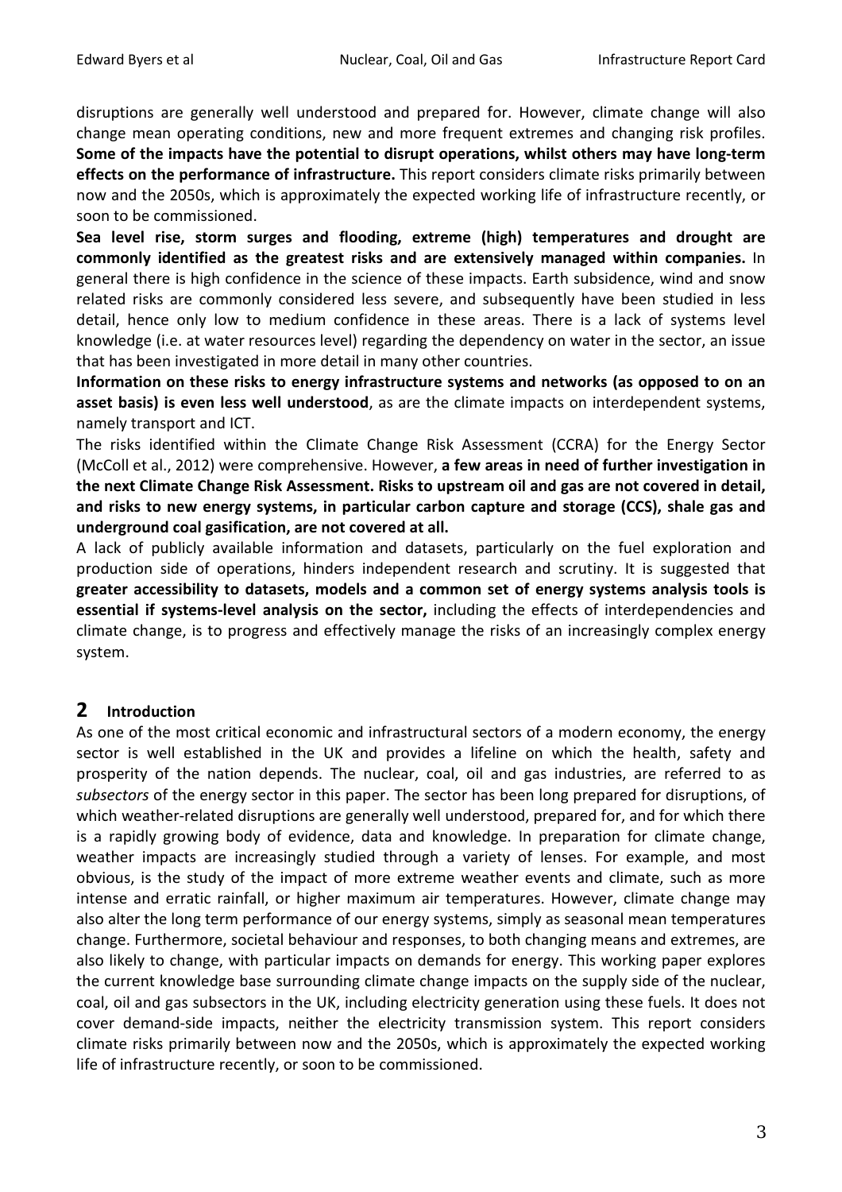disruptions are generally well understood and prepared for. However, climate change will also change mean operating conditions, new and more frequent extremes and changing risk profiles. **Some of the impacts have the potential to disrupt operations, whilst others may have long-term effects on the performance of infrastructure.** This report considers climate risks primarily between now and the 2050s, which is approximately the expected working life of infrastructure recently, or soon to be commissioned.

**Sea level rise, storm surges and flooding, extreme (high) temperatures and drought are commonly identified as the greatest risks and are extensively managed within companies.** In general there is high confidence in the science of these impacts. Earth subsidence, wind and snow related risks are commonly considered less severe, and subsequently have been studied in less detail, hence only low to medium confidence in these areas. There is a lack of systems level knowledge (i.e. at water resources level) regarding the dependency on water in the sector, an issue that has been investigated in more detail in many other countries.

**Information on these risks to energy infrastructure systems and networks (as opposed to on an asset basis) is even less well understood**, as are the climate impacts on interdependent systems, namely transport and ICT.

The risks identified within the Climate Change Risk Assessment (CCRA) for the Energy Sector (McColl et al., 2012) were comprehensive. However, **a few areas in need of further investigation in the next Climate Change Risk Assessment. Risks to upstream oil and gas are not covered in detail, and risks to new energy systems, in particular carbon capture and storage (CCS), shale gas and underground coal gasification, are not covered at all.**

A lack of publicly available information and datasets, particularly on the fuel exploration and production side of operations, hinders independent research and scrutiny. It is suggested that **greater accessibility to datasets, models and a common set of energy systems analysis tools is essential if systems-level analysis on the sector,** including the effects of interdependencies and climate change, is to progress and effectively manage the risks of an increasingly complex energy system.

## 2 Introduction

As one of the most critical economic and infrastructural sectors of a modern economy, the energy sector is well established in the UK and provides a lifeline on which the health, safety and prosperity of the nation depends. The nuclear, coal, oil and gas industries, are referred to as *subsectors* of the energy sector in this paper. The sector has been long prepared for disruptions, of which weather-related disruptions are generally well understood, prepared for, and for which there is a rapidly growing body of evidence, data and knowledge. In preparation for climate change, weather impacts are increasingly studied through a variety of lenses. For example, and most obvious, is the study of the impact of more extreme weather events and climate, such as more intense and erratic rainfall, or higher maximum air temperatures. However, climate change may also alter the long term performance of our energy systems, simply as seasonal mean temperatures change. Furthermore, societal behaviour and responses, to both changing means and extremes, are also likely to change, with particular impacts on demands for energy. This working paper explores the current knowledge base surrounding climate change impacts on the supply side of the nuclear, coal, oil and gas subsectors in the UK, including electricity generation using these fuels. It does not cover demand-side impacts, neither the electricity transmission system. This report considers climate risks primarily between now and the 2050s, which is approximately the expected working life of infrastructure recently, or soon to be commissioned.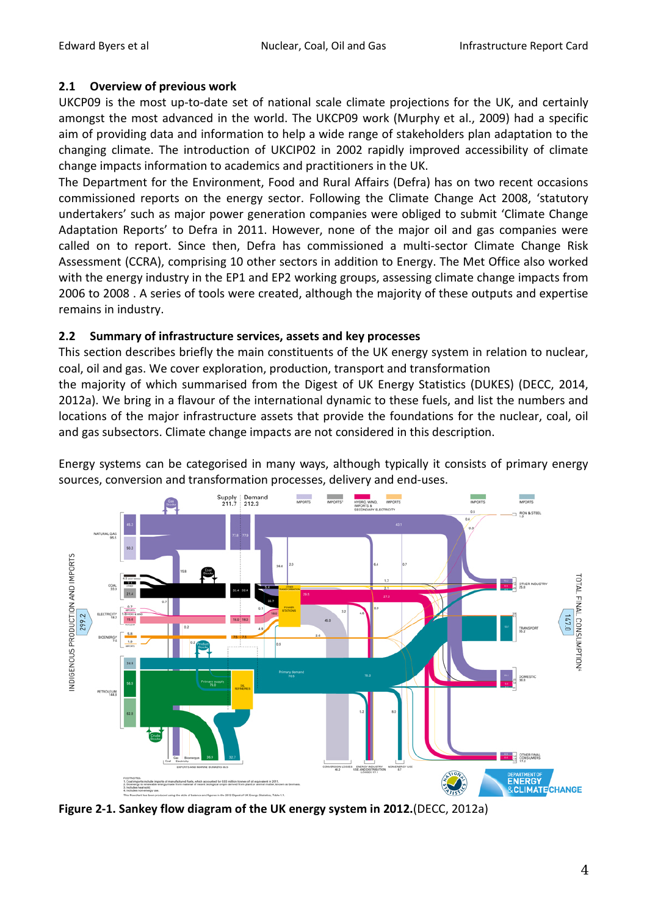## 2.1 Overview of previous work

UKCP09 is the most up-to-date set of national scale climate projections for the UK, and certainly amongst the most advanced in the world. The UKCP09 work (Murphy et al., 2009) had a specific aim of providing data and information to help a wide range of stakeholders plan adaptation to the changing climate. The introduction of UKCIP02 in 2002 rapidly improved accessibility of climate change impacts information to academics and practitioners in the UK.

The Department for the Environment, Food and Rural Affairs (Defra) has on two recent occasions commissioned reports on the energy sector. Following the Climate Change Act 2008, 'statutory undertakers' such as major power generation companies were obliged to submit 'Climate Change Adaptation Reports' to Defra in 2011. However, none of the major oil and gas companies were called on to report. Since then, Defra has commissioned a multi-sector Climate Change Risk Assessment (CCRA), comprising 10 other sectors in addition to Energy. The Met Office also worked with the energy industry in the EP1 and EP2 working groups, assessing climate change impacts from 2006 to 2008 . A series of tools were created, although the majority of these outputs and expertise remains in industry.

## 2.2 Summary of infrastructure services, assets and key processes

This section describes briefly the main constituents of the UK energy system in relation to nuclear, coal, oil and gas. We cover exploration, production, transport and transformation the majority of which summarised from the Digest of UK Energy Statistics (DUKES) (DECC, 2014, 2012a). We bring in a flavour of the international dynamic to these fuels, and list the numbers and locations of the major infrastructure assets that provide the foundations for the nuclear, coal, oil and gas subsectors. Climate change impacts are not considered in this description.

Energy systems can be categorised in many ways, although typically it consists of primary energy sources, conversion and transformation processes, delivery and end-uses.

**Figure 2-1. Sankey flow diagram of the UK energy system in 2012.**(DECC, 2012a)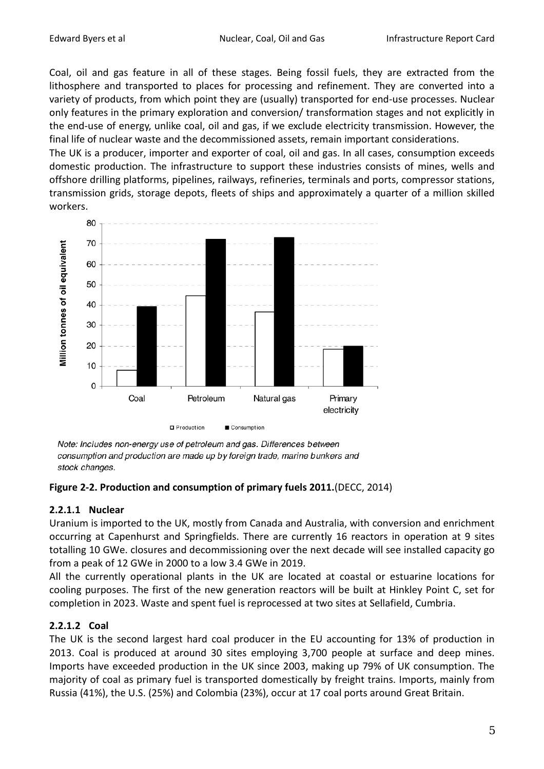Coal, oil and gas feature in all of these stages. Being fossil fuels, they are extracted from the lithosphere and transported to places for processing and refinement. They are converted into a variety of products, from which point they are (usually) transported for end-use processes. Nuclear only features in the primary exploration and conversion/ transformation stages and not explicitly in the end-use of energy, unlike coal, oil and gas, if we exclude electricity transmission. However, the final life of nuclear waste and the decommissioned assets, remain important considerations.

The UK is a producer, importer and exporter of coal, oil and gas. In all cases, consumption exceeds domestic production. The infrastructure to support these industries consists of mines, wells and offshore drilling platforms, pipelines, railways, refineries, terminals and ports, compressor stations, transmission grids, storage depots, fleets of ships and approximately a quarter of a million skilled workers.

*Note: Includes non-energy use of petroleum and gas. Differences between consumption and production are made up by foreign trade, marine bunkers and stock changes.*

**Figure 2-2. Production and consumption of primary fuels 2011.**(DECC, 2014)

### 2.2.1.1 Nuclear

Uranium is imported to the UK, mostly from Canada and Australia, with conversion and enrichment occurring at Capenhurst and Springfields. There are currently 16 reactors in operation at 9 sites totalling 10 GWe. closures and decommissioning over the next decade will see installed capacity go from a peak of 12 GWe in 2000 to a low 3.4 GWe in 2019.

All the currently operational plants in the UK are located at coastal or estuarine locations for cooling purposes. The first of the new generation reactors will be built at Hinkley Point C, set for completion in 2023. Waste and spent fuel is reprocessed at two sites at Sellafield, Cumbria.

### 2.2.1.2 Coal

The UK is the second largest hard coal producer in the EU accounting for 13% of production in 2013. Coal is produced at around 30 sites employing 3,700 people at surface and deep mines. Imports have exceeded production in the UK since 2003, making up 79% of UK consumption. The majority of coal as primary fuel is transported domestically by freight trains. Imports, mainly from Russia (41%), the U.S. (25%) and Colombia (23%), occur at 17 coal ports around Great Britain.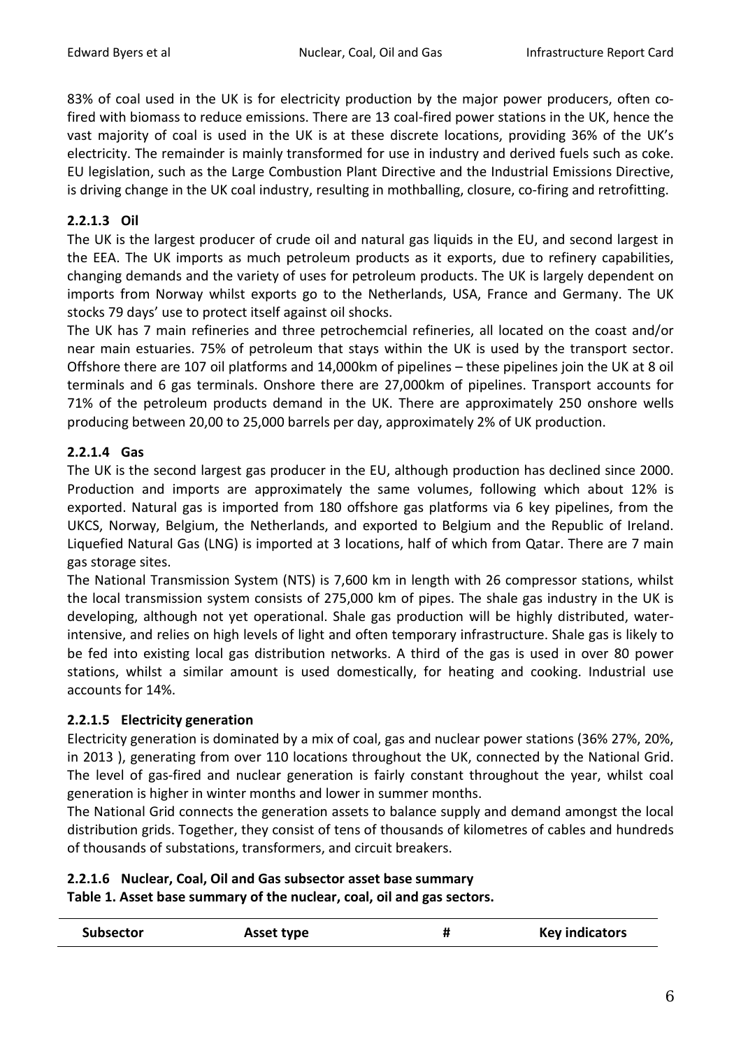83% of coal used in the UK is for electricity production by the major power producers, often co-fired with biomass to reduce emissions. There are 13 coal-fired power stations in the UK, hence the vast majority of coal is used in the UK is at these discrete locations, providing 36% of the UK's electricity. The remainder is mainly transformed for use in industry and derived fuels such as coke. EU legislation, such as the Large Combustion Plant Directive and the Industrial Emissions Directive, is driving change in the UK coal industry, resulting in mothballing, closure, co-firing and retrofitting.

#### 2.2.1.3 Oil

The UK is the largest producer of crude oil and natural gas liquids in the EU, and second largest in the EEA. The UK imports as much petroleum products as it exports, due to refinery capabilities, changing demands and the variety of uses for petroleum products. The UK is largely dependent on imports from Norway whilst exports go to the Netherlands, USA, France and Germany. The UK stocks 79 days' use to protect itself against oil shocks.

The UK has 7 main refineries and three petrochemcial refineries, all located on the coast and/or near main estuaries. 75% of petroleum that stays within the UK is used by the transport sector. Offshore there are 107 oil platforms and 14,000km of pipelines – these pipelines join the UK at 8 oil terminals and 6 gas terminals. Onshore there are 27,000km of pipelines. Transport accounts for 71% of the petroleum products demand in the UK. There are approximately 250 onshore wells producing between 20,00 to 25,000 barrels per day, approximately 2% of UK production.

#### 2.2.1.4 Gas

The UK is the second largest gas producer in the EU, although production has declined since 2000. Production and imports are approximately the same volumes, following which about 12% is exported. Natural gas is imported from 180 offshore gas platforms via 6 key pipelines, from the UKCS, Norway, Belgium, the Netherlands, and exported to Belgium and the Republic of Ireland. Liquefied Natural Gas (LNG) is imported at 3 locations, half of which from Qatar. There are 7 main gas storage sites.

The National Transmission System (NTS) is 7,600 km in length with 26 compressor stations, whilst the local transmission system consists of 275,000 km of pipes. The shale gas industry in the UK is developing, although not yet operational. Shale gas production will be highly distributed, water-intensive, and relies on high levels of light and often temporary infrastructure. Shale gas is likely to be fed into existing local gas distribution networks. A third of the gas is used in over 80 power stations, whilst a similar amount is used domestically, for heating and cooking. Industrial use accounts for 14%.

#### 2.2.1.5 Electricity generation

Electricity generation is dominated by a mix of coal, gas and nuclear power stations (36% 27%, 20%, in 2013 ), generating from over 110 locations throughout the UK, connected by the National Grid. The level of gas-fired and nuclear generation is fairly constant throughout the year, whilst coal generation is higher in winter months and lower in summer months.

The National Grid connects the generation assets to balance supply and demand amongst the local distribution grids. Together, they consist of tens of thousands of kilometres of cables and hundreds of thousands of substations, transformers, and circuit breakers.

#### 2.2.1.6 Nuclear, Coal, Oil and Gas subsector asset base summary

**Table 1. Asset base summary of the nuclear, coal, oil and gas sectors.**

| Subsector | Asset type | # | Key indicators |
|---|---|---|---|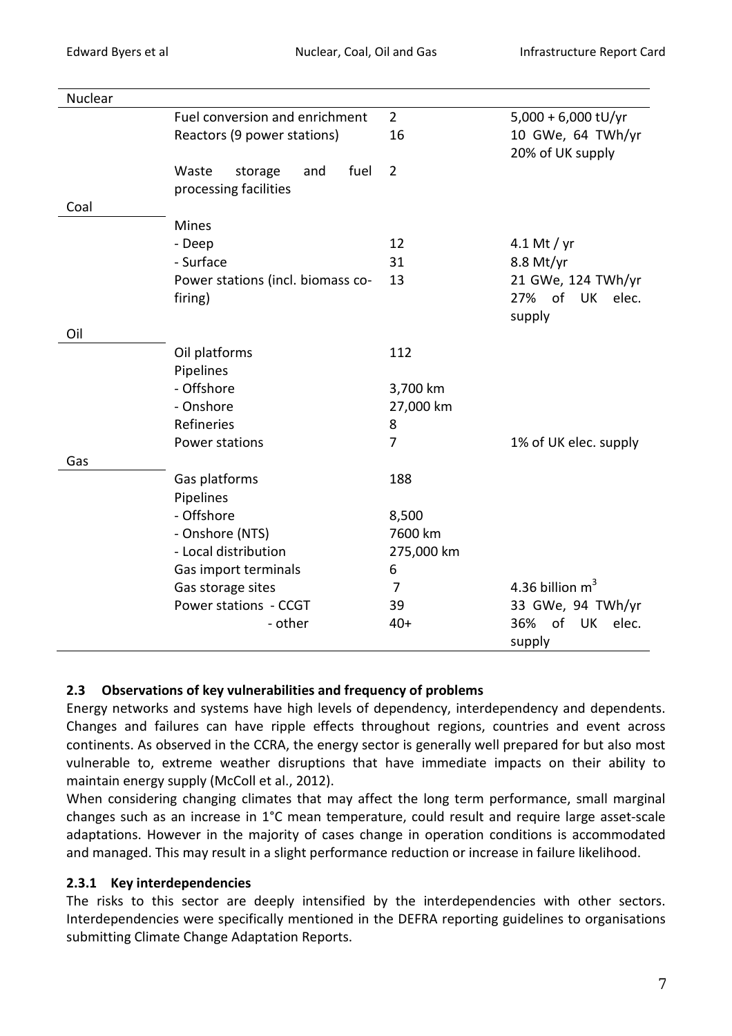| | | | |
|---|---|---|---|
| Nuclear | | | |
| | Fuel conversion and enrichment | 2 | 5,000 + 6,000 tU/yr |
| | Reactors (9 power stations) | 16 | 10 GWe, 64 TWh/yr 20% of UK supply |
| | Waste storage and fuel processing facilities | 2 | |
| Coal | | | |
| | Mines | | |
| | - Deep | 12 | 4.1 Mt / yr |
| | - Surface | 31 | 8.8 Mt/yr |
| | Power stations (incl. biomass co-firing) | 13 | 21 GWe, 124 TWh/yr 27% of UK elec. supply |
| Oil | | | |
| | Oil platforms | 112 | |
| | Pipelines | | |
| | - Offshore | 3,700 km | |
| | - Onshore | 27,000 km | |
| | Refineries | 8 | |
| | Power stations | 7 | 1% of UK elec. supply |
| Gas | | | |
| | Gas platforms | 188 | |
| | Pipelines | | |
| | - Offshore | 8,500 | |
| | - Onshore (NTS) | 7600 km | |
| | - Local distribution | 275,000 km | |
| | Gas import terminals | 6 | |
| | Gas storage sites | 7 | 4.36 billion $m^3$ |
| | Power stations - CCGT | 39 | 33 GWe, 94 TWh/yr |
| | - other | 40+ | 36% of UK elec. supply |

### 2.3 Observations of key vulnerabilities and frequency of problems

Energy networks and systems have high levels of dependency, interdependency and dependents. Changes and failures can have ripple effects throughout regions, countries and event across continents. As observed in the CCRA, the energy sector is generally well prepared for but also most vulnerable to, extreme weather disruptions that have immediate impacts on their ability to maintain energy supply (McColl et al., 2012).

When considering changing climates that may affect the long term performance, small marginal changes such as an increase in 1°C mean temperature, could result and require large asset-scale adaptations. However in the majority of cases change in operation conditions is accommodated and managed. This may result in a slight performance reduction or increase in failure likelihood.

#### 2.3.1 Key interdependencies

The risks to this sector are deeply intensified by the interdependencies with other sectors. Interdependencies were specifically mentioned in the DEFRA reporting guidelines to organisations submitting Climate Change Adaptation Reports.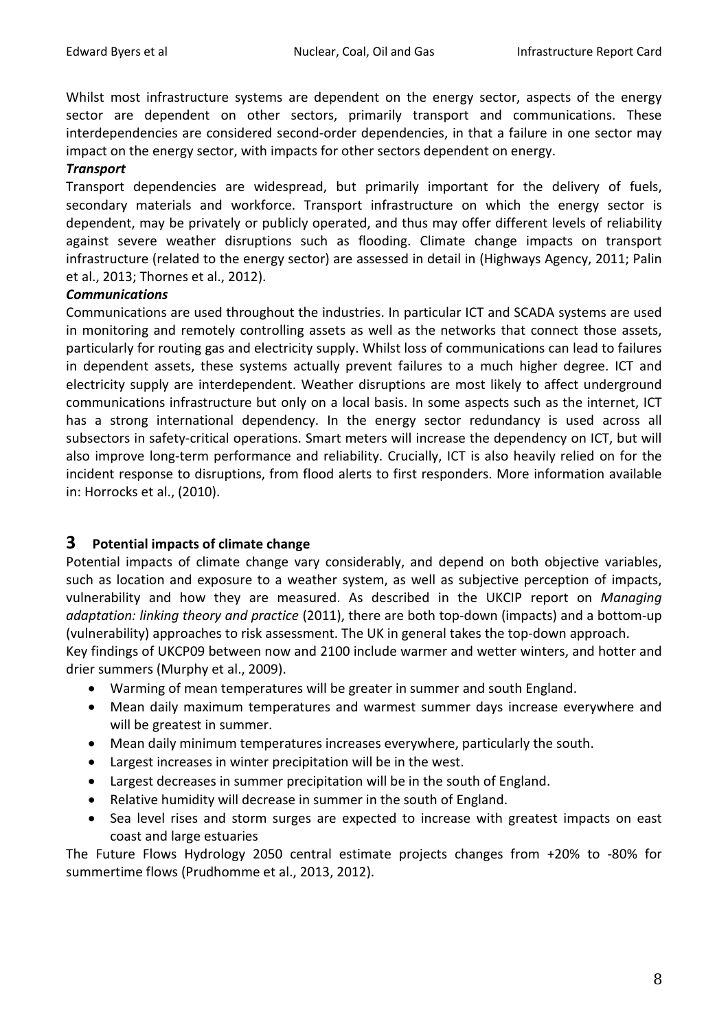Whilst most infrastructure systems are dependent on the energy sector, aspects of the energy sector are dependent on other sectors, primarily transport and communications. These interdependencies are considered second-order dependencies, in that a failure in one sector may impact on the energy sector, with impacts for other sectors dependent on energy.

***Transport***

Transport dependencies are widespread, but primarily important for the delivery of fuels, secondary materials and workforce. Transport infrastructure on which the energy sector is dependent, may be privately or publicly operated, and thus may offer different levels of reliability against severe weather disruptions such as flooding. Climate change impacts on transport infrastructure (related to the energy sector) are assessed in detail in (Highways Agency, 2011; Palin et al., 2013; Thornes et al., 2012).

***Communications***

Communications are used throughout the industries. In particular ICT and SCADA systems are used in monitoring and remotely controlling assets as well as the networks that connect those assets, particularly for routing gas and electricity supply. Whilst loss of communications can lead to failures in dependent assets, these systems actually prevent failures to a much higher degree. ICT and electricity supply are interdependent. Weather disruptions are most likely to affect underground communications infrastructure but only on a local basis. In some aspects such as the internet, ICT has a strong international dependency. In the energy sector redundancy is used across all subsectors in safety-critical operations. Smart meters will increase the dependency on ICT, but will also improve long-term performance and reliability. Crucially, ICT is also heavily relied on for the incident response to disruptions, from flood alerts to first responders. More information available in: Horrocks et al., (2010).

# 3 Potential impacts of climate change

Potential impacts of climate change vary considerably, and depend on both objective variables, such as location and exposure to a weather system, as well as subjective perception of impacts, vulnerability and how they are measured. As described in the UKCIP report on *Managing adaptation: linking theory and practice* (2011), there are both top-down (impacts) and a bottom-up (vulnerability) approaches to risk assessment. The UK in general takes the top-down approach.

Key findings of UKCP09 between now and 2100 include warmer and wetter winters, and hotter and drier summers (Murphy et al., 2009).

- Warming of mean temperatures will be greater in summer and south England.
- Mean daily maximum temperatures and warmest summer days increase everywhere and will be greatest in summer.
- Mean daily minimum temperatures increases everywhere, particularly the south.
- Largest increases in winter precipitation will be in the west.
- Largest decreases in summer precipitation will be in the south of England.
- Relative humidity will decrease in summer in the south of England.
- Sea level rises and storm surges are expected to increase with greatest impacts on east coast and large estuaries

The Future Flows Hydrology 2050 central estimate projects changes from +20% to -80% for summertime flows (Prudhomme et al., 2013, 2012).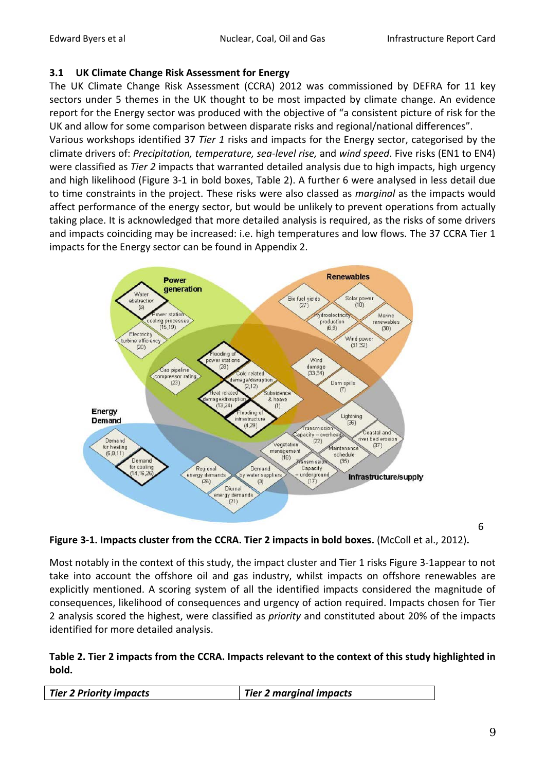### 3.1 UK Climate Change Risk Assessment for Energy

The UK Climate Change Risk Assessment (CCRA) 2012 was commissioned by DEFRA for 11 key sectors under 5 themes in the UK thought to be most impacted by climate change. An evidence report for the Energy sector was produced with the objective of "a consistent picture of risk for the UK and allow for some comparison between disparate risks and regional/national differences".

Various workshops identified 37 *Tier 1* risks and impacts for the Energy sector, categorised by the climate drivers of: *Precipitation, temperature, sea-level rise,* and *wind speed*. Five risks (EN1 to EN4) were classified as *Tier 2* impacts that warranted detailed analysis due to high impacts, high urgency and high likelihood (Figure 3-1 in bold boxes, Table 2). A further 6 were analysed in less detail due to time constraints in the project. These risks were also classed as *marginal* as the impacts would affect performance of the energy sector, but would be unlikely to prevent operations from actually taking place. It is acknowledged that more detailed analysis is required, as the risks of some drivers and impacts coinciding may be increased: i.e. high temperatures and low flows. The 37 CCRA Tier 1 impacts for the Energy sector can be found in Appendix 2.

6

**Figure 3-1. Impacts cluster from the CCRA. Tier 2 impacts in bold boxes.** (McColl et al., 2012)**.**

Most notably in the context of this study, the impact cluster and Tier 1 risks Figure 3-1appear to not take into account the offshore oil and gas industry, whilst impacts on offshore renewables are explicitly mentioned. A scoring system of all the identified impacts considered the magnitude of consequences, likelihood of consequences and urgency of action required. Impacts chosen for Tier 2 analysis scored the highest, were classified as *priority* and constituted about 20% of the impacts identified for more detailed analysis.

**Table 2. Tier 2 impacts from the CCRA. Impacts relevant to the context of this study highlighted in bold.**

| ***Tier 2 Priority impacts*** | ***Tier 2 marginal impacts*** |
|---|---|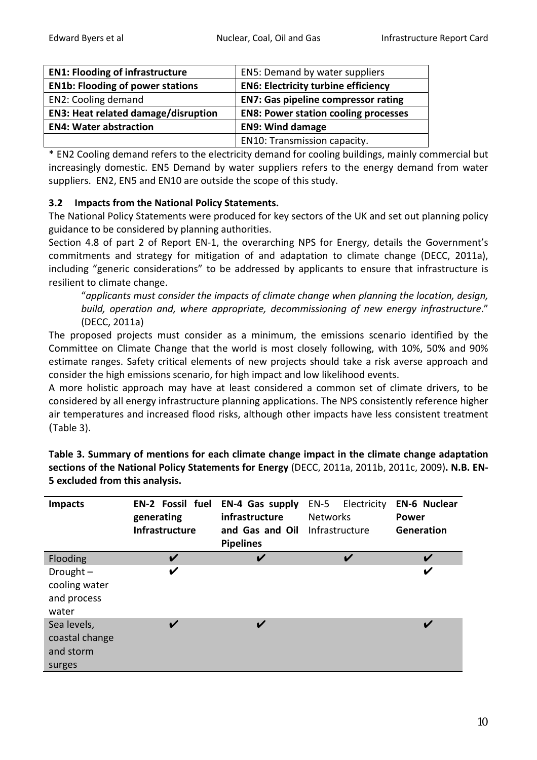| **EN1: Flooding of infrastructure** | EN5: Demand by water suppliers |
|---|---|
| **EN1b: Flooding of power stations** | **EN6: Electricity turbine efficiency** |
| EN2: Cooling demand | **EN7: Gas pipeline compressor rating** |
| **EN3: Heat related damage/disruption** | **EN8: Power station cooling processes** |
| **EN4: Water abstraction** | **EN9: Wind damage** |
| | EN10: Transmission capacity. |

* EN2 Cooling demand refers to the electricity demand for cooling buildings, mainly commercial but increasingly domestic. EN5 Demand by water suppliers refers to the energy demand from water suppliers. EN2, EN5 and EN10 are outside the scope of this study.

### 3.2 Impacts from the National Policy Statements.

The National Policy Statements were produced for key sectors of the UK and set out planning policy guidance to be considered by planning authorities.

Section 4.8 of part 2 of Report EN-1, the overarching NPS for Energy, details the Government's commitments and strategy for mitigation of and adaptation to climate change (DECC, 2011a), including "generic considerations" to be addressed by applicants to ensure that infrastructure is resilient to climate change.

> "*applicants must consider the impacts of climate change when planning the location, design, build, operation and, where appropriate, decommissioning of new energy infrastructure*." (DECC, 2011a)

The proposed projects must consider as a minimum, the emissions scenario identified by the Committee on Climate Change that the world is most closely following, with 10%, 50% and 90% estimate ranges. Safety critical elements of new projects should take a risk averse approach and consider the high emissions scenario, for high impact and low likelihood events.

A more holistic approach may have at least considered a common set of climate drivers, to be considered by all energy infrastructure planning applications. The NPS consistently reference higher air temperatures and increased flood risks, although other impacts have less consistent treatment (Table 3).

**Table 3. Summary of mentions for each climate change impact in the climate change adaptation sections of the National Policy Statements for Energy** (DECC, 2011a, 2011b, 2011c, 2009)**. N.B. EN-5 excluded from this analysis.**

| **Impacts** | **EN-2 Fossil fuel generating Infrastructure** | **EN-4 Gas supply infrastructure and Gas and Oil Pipelines** | EN-5 Electricity Networks Infrastructure | **EN-6 Nuclear Power Generation** |
|---|---|---|---|---|
| Flooding | ✔ | ✔ | ✔ | ✔ |
| Drought – cooling water and process water | ✔ | | | ✔ |
| Sea levels, coastal change and storm surges | ✔ | ✔ | | ✔ |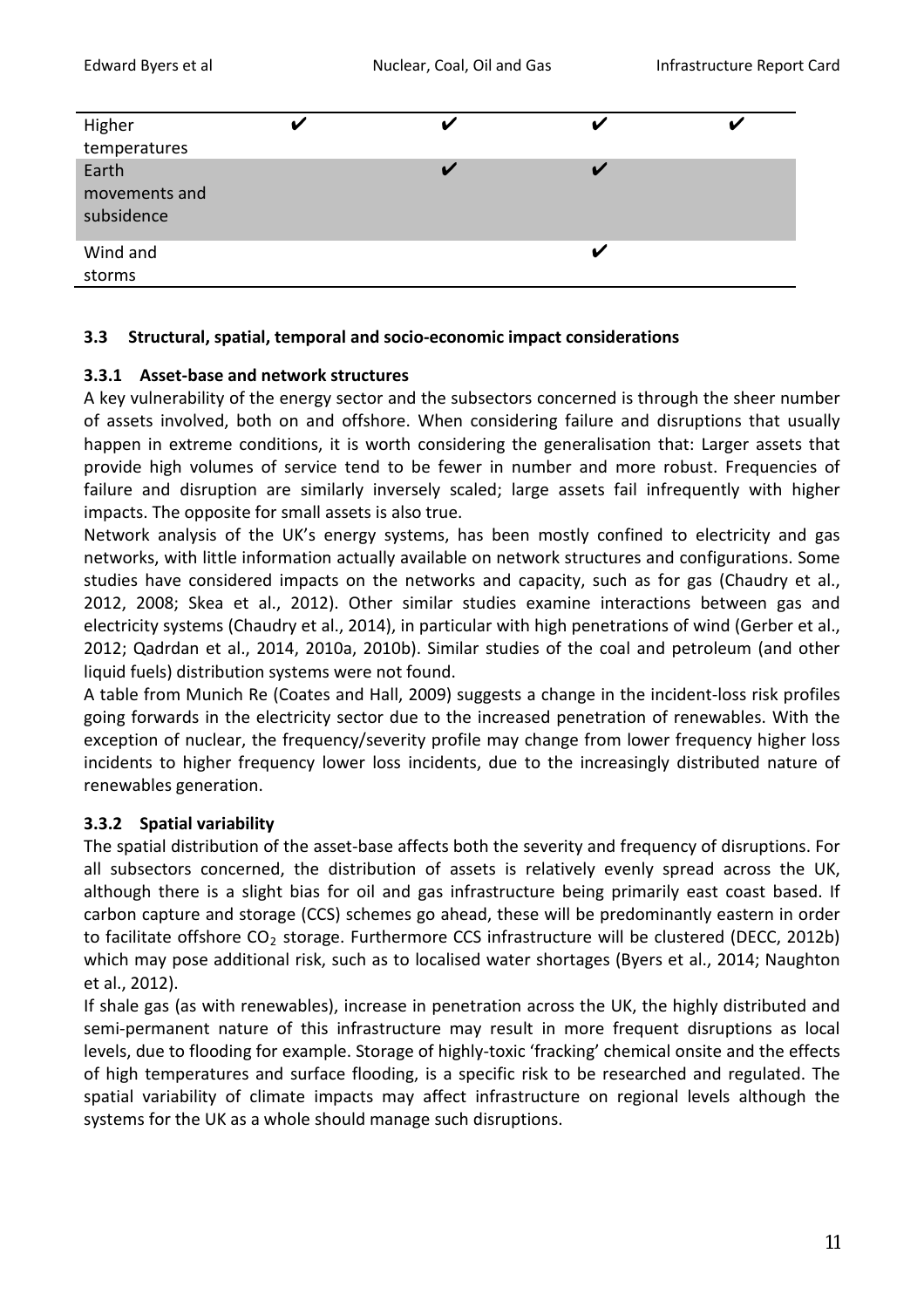| | | | | |
|---|---|---|---|---|
| Higher temperatures | ✔ | ✔ | ✔ | ✔ |
| Earth movements and subsidence | | ✔ | ✔ | |
| Wind and storms | | | ✔ | |

### 3.3 Structural, spatial, temporal and socio-economic impact considerations

#### 3.3.1 Asset-base and network structures

A key vulnerability of the energy sector and the subsectors concerned is through the sheer number of assets involved, both on and offshore. When considering failure and disruptions that usually happen in extreme conditions, it is worth considering the generalisation that: Larger assets that provide high volumes of service tend to be fewer in number and more robust. Frequencies of failure and disruption are similarly inversely scaled; large assets fail infrequently with higher impacts. The opposite for small assets is also true.

Network analysis of the UK's energy systems, has been mostly confined to electricity and gas networks, with little information actually available on network structures and configurations. Some studies have considered impacts on the networks and capacity, such as for gas (Chaudry et al., 2012, 2008; Skea et al., 2012). Other similar studies examine interactions between gas and electricity systems (Chaudry et al., 2014), in particular with high penetrations of wind (Gerber et al., 2012; Qadrdan et al., 2014, 2010a, 2010b). Similar studies of the coal and petroleum (and other liquid fuels) distribution systems were not found.

A table from Munich Re (Coates and Hall, 2009) suggests a change in the incident-loss risk profiles going forwards in the electricity sector due to the increased penetration of renewables. With the exception of nuclear, the frequency/severity profile may change from lower frequency higher loss incidents to higher frequency lower loss incidents, due to the increasingly distributed nature of renewables generation.

#### 3.3.2 Spatial variability

The spatial distribution of the asset-base affects both the severity and frequency of disruptions. For all subsectors concerned, the distribution of assets is relatively evenly spread across the UK, although there is a slight bias for oil and gas infrastructure being primarily east coast based. If carbon capture and storage (CCS) schemes go ahead, these will be predominantly eastern in order to facilitate offshore $CO_2$ storage. Furthermore CCS infrastructure will be clustered (DECC, 2012b) which may pose additional risk, such as to localised water shortages (Byers et al., 2014; Naughton et al., 2012).

If shale gas (as with renewables), increase in penetration across the UK, the highly distributed and semi-permanent nature of this infrastructure may result in more frequent disruptions as local levels, due to flooding for example. Storage of highly-toxic 'fracking' chemical onsite and the effects of high temperatures and surface flooding, is a specific risk to be researched and regulated. The spatial variability of climate impacts may affect infrastructure on regional levels although the systems for the UK as a whole should manage such disruptions.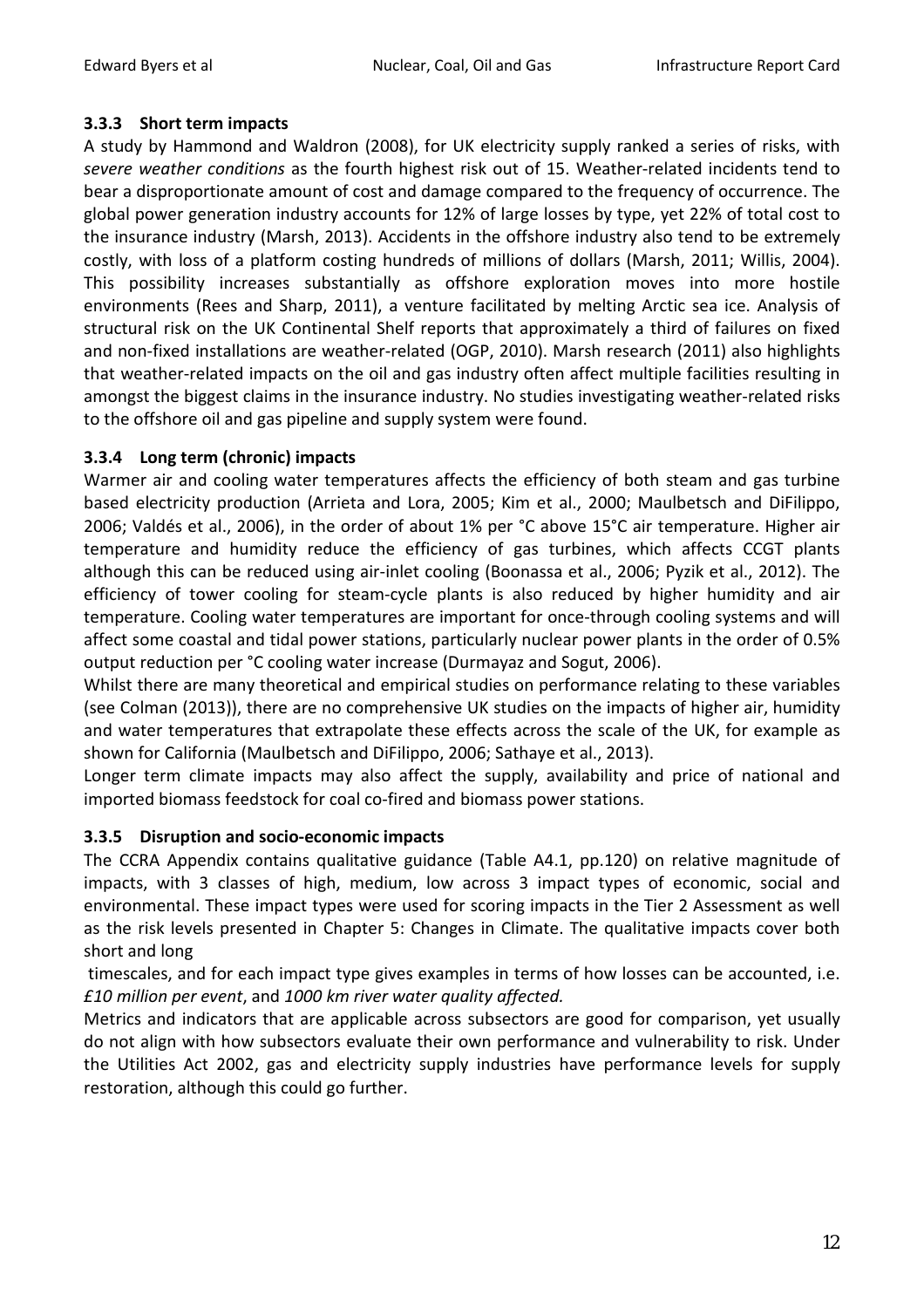### 3.3.3 Short term impacts

A study by Hammond and Waldron (2008), for UK electricity supply ranked a series of risks, with *severe weather conditions* as the fourth highest risk out of 15. Weather-related incidents tend to bear a disproportionate amount of cost and damage compared to the frequency of occurrence. The global power generation industry accounts for 12% of large losses by type, yet 22% of total cost to the insurance industry (Marsh, 2013). Accidents in the offshore industry also tend to be extremely costly, with loss of a platform costing hundreds of millions of dollars (Marsh, 2011; Willis, 2004). This possibility increases substantially as offshore exploration moves into more hostile environments (Rees and Sharp, 2011), a venture facilitated by melting Arctic sea ice. Analysis of structural risk on the UK Continental Shelf reports that approximately a third of failures on fixed and non-fixed installations are weather-related (OGP, 2010). Marsh research (2011) also highlights that weather-related impacts on the oil and gas industry often affect multiple facilities resulting in amongst the biggest claims in the insurance industry. No studies investigating weather-related risks to the offshore oil and gas pipeline and supply system were found.

### 3.3.4 Long term (chronic) impacts

Warmer air and cooling water temperatures affects the efficiency of both steam and gas turbine based electricity production (Arrieta and Lora, 2005; Kim et al., 2000; Maulbetsch and DiFilippo, 2006; Valdés et al., 2006), in the order of about 1% per °C above 15°C air temperature. Higher air temperature and humidity reduce the efficiency of gas turbines, which affects CCGT plants although this can be reduced using air-inlet cooling (Boonassa et al., 2006; Pyzik et al., 2012). The efficiency of tower cooling for steam-cycle plants is also reduced by higher humidity and air temperature. Cooling water temperatures are important for once-through cooling systems and will affect some coastal and tidal power stations, particularly nuclear power plants in the order of 0.5% output reduction per °C cooling water increase (Durmayaz and Sogut, 2006).

Whilst there are many theoretical and empirical studies on performance relating to these variables (see Colman (2013)), there are no comprehensive UK studies on the impacts of higher air, humidity and water temperatures that extrapolate these effects across the scale of the UK, for example as shown for California (Maulbetsch and DiFilippo, 2006; Sathaye et al., 2013).

Longer term climate impacts may also affect the supply, availability and price of national and imported biomass feedstock for coal co-fired and biomass power stations.

### 3.3.5 Disruption and socio-economic impacts

The CCRA Appendix contains qualitative guidance (Table A4.1, pp.120) on relative magnitude of impacts, with 3 classes of high, medium, low across 3 impact types of economic, social and environmental. These impact types were used for scoring impacts in the Tier 2 Assessment as well as the risk levels presented in Chapter 5: Changes in Climate. The qualitative impacts cover both short and long timescales, and for each impact type gives examples in terms of how losses can be accounted, i.e. *£10 million per event*, and *1000 km river water quality affected.*

Metrics and indicators that are applicable across subsectors are good for comparison, yet usually do not align with how subsectors evaluate their own performance and vulnerability to risk. Under the Utilities Act 2002, gas and electricity supply industries have performance levels for supply restoration, although this could go further.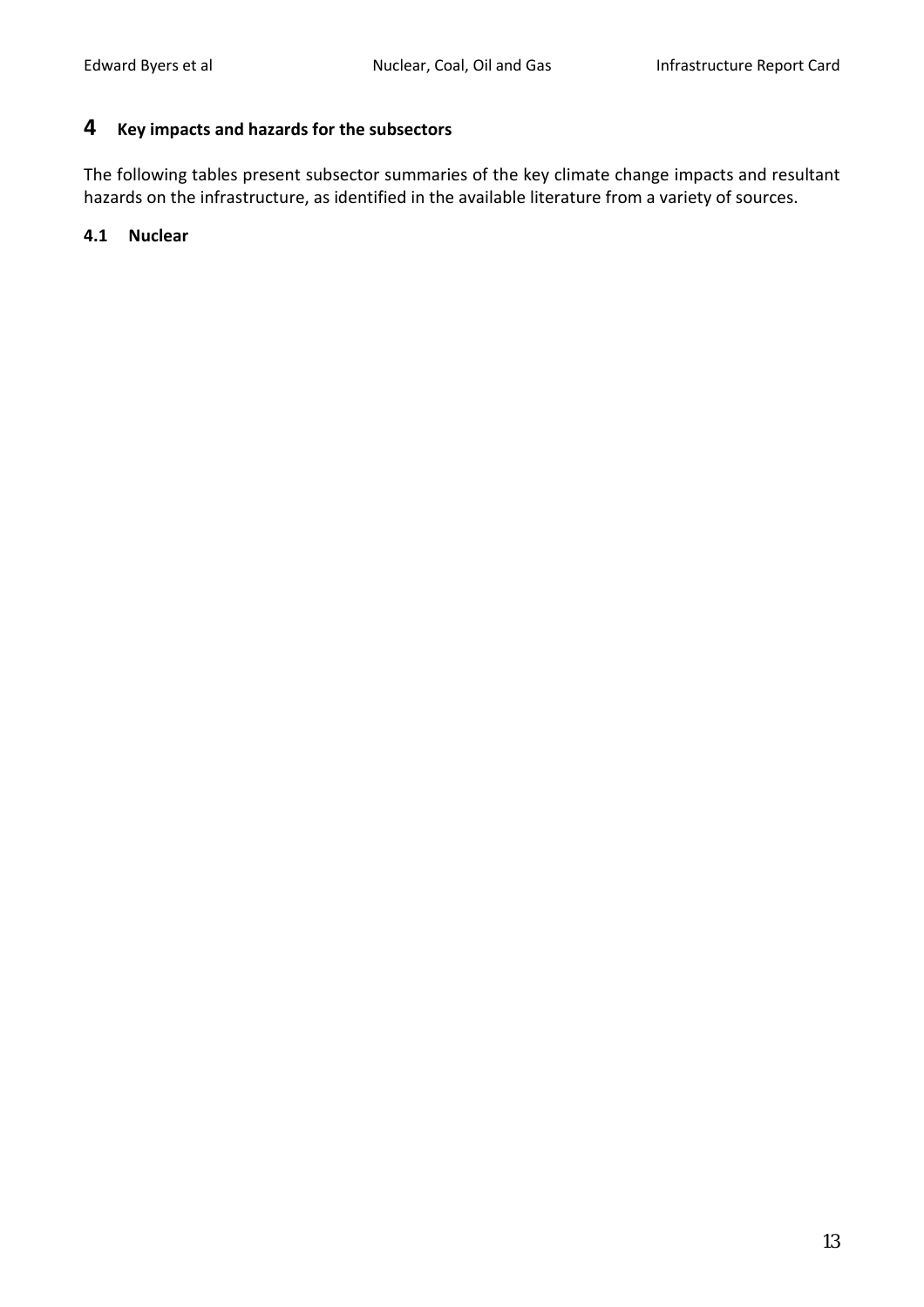# 4 Key impacts and hazards for the subsectors

The following tables present subsector summaries of the key climate change impacts and resultant hazards on the infrastructure, as identified in the available literature from a variety of sources.

## 4.1 Nuclear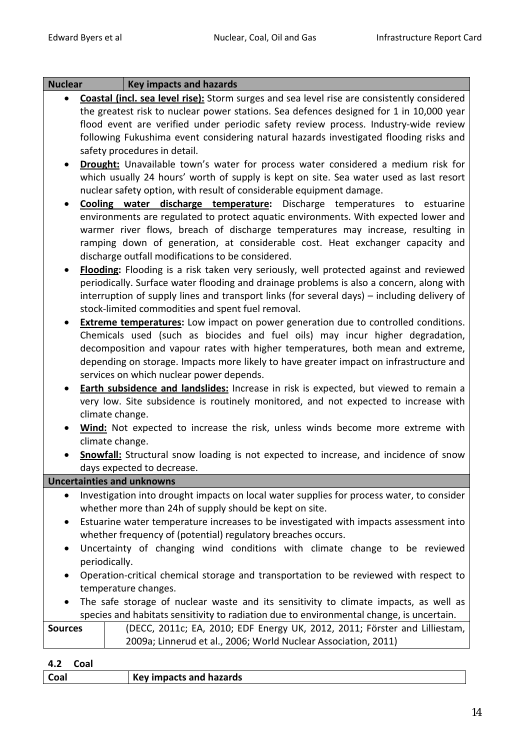| Nuclear | Key impacts and hazards |
|---|---|

- **Coastal (incl. sea level rise):** Storm surges and sea level rise are consistently considered the greatest risk to nuclear power stations. Sea defences designed for 1 in 10,000 year flood event are verified under periodic safety review process. Industry-wide review following Fukushima event considering natural hazards investigated flooding risks and safety procedures in detail.
- **Drought:** Unavailable town's water for process water considered a medium risk for which usually 24 hours' worth of supply is kept on site. Sea water used as last resort nuclear safety option, with result of considerable equipment damage.
- **Cooling water discharge temperature:** Discharge temperatures to estuarine environments are regulated to protect aquatic environments. With expected lower and warmer river flows, breach of discharge temperatures may increase, resulting in ramping down of generation, at considerable cost. Heat exchanger capacity and discharge outfall modifications to be considered.
- **Flooding:** Flooding is a risk taken very seriously, well protected against and reviewed periodically. Surface water flooding and drainage problems is also a concern, along with interruption of supply lines and transport links (for several days) – including delivery of stock-limited commodities and spent fuel removal.
- **Extreme temperatures:** Low impact on power generation due to controlled conditions. Chemicals used (such as biocides and fuel oils) may incur higher degradation, decomposition and vapour rates with higher temperatures, both mean and extreme, depending on storage. Impacts more likely to have greater impact on infrastructure and services on which nuclear power depends.
- **Earth subsidence and landslides:** Increase in risk is expected, but viewed to remain a very low. Site subsidence is routinely monitored, and not expected to increase with climate change.
- **Wind:** Not expected to increase the risk, unless winds become more extreme with climate change.
- **Snowfall:** Structural snow loading is not expected to increase, and incidence of snow days expected to decrease.

**Uncertainties and unknowns**

- Investigation into drought impacts on local water supplies for process water, to consider whether more than 24h of supply should be kept on site.
- Estuarine water temperature increases to be investigated with impacts assessment into whether frequency of (potential) regulatory breaches occurs.
- Uncertainty of changing wind conditions with climate change to be reviewed periodically.
- Operation-critical chemical storage and transportation to be reviewed with respect to temperature changes.
- The safe storage of nuclear waste and its sensitivity to climate impacts, as well as species and habitats sensitivity to radiation due to environmental change, is uncertain.

| Sources | (DECC, 2011c; EA, 2010; EDF Energy UK, 2012, 2011; Förster and Lilliestam, 2009a; Linnerud et al., 2006; World Nuclear Association, 2011) |
|---|---|

## 4.2 Coal

| Coal | Key impacts and hazards |
|---|---|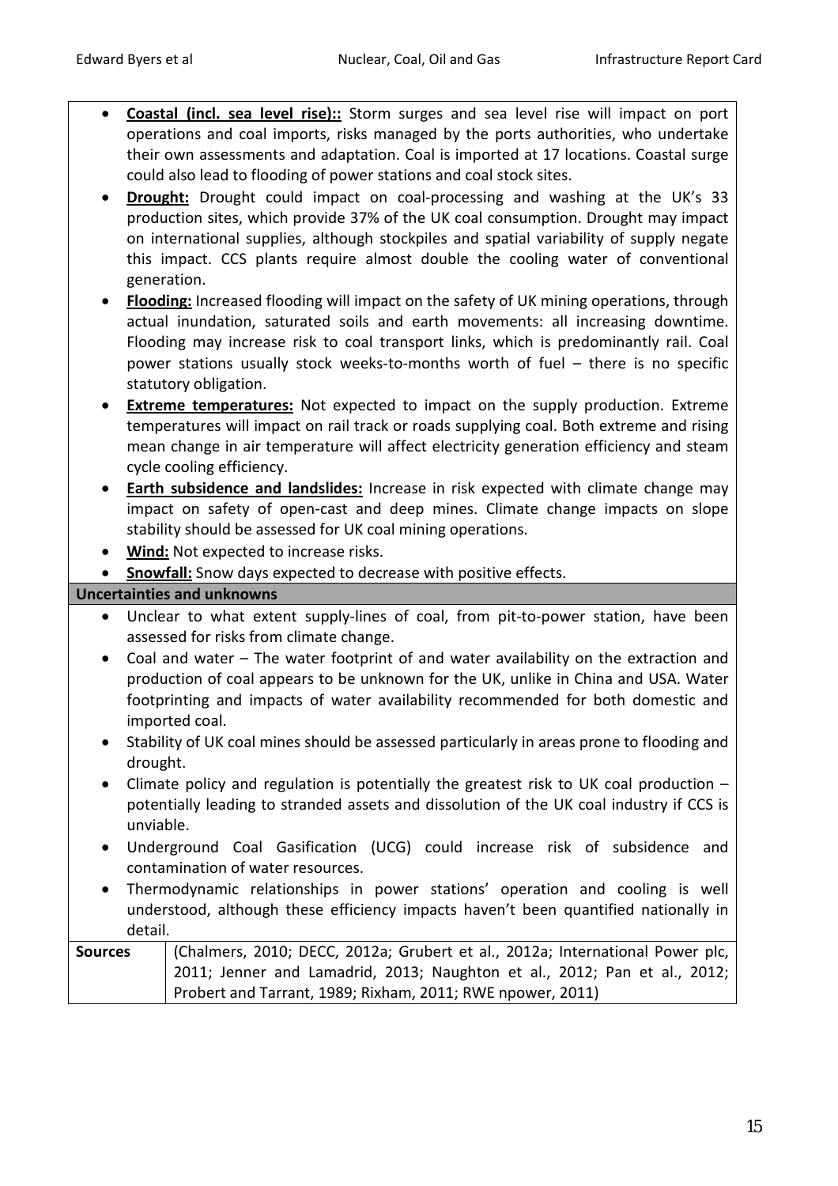- **Coastal (incl. sea level rise)::** Storm surges and sea level rise will impact on port operations and coal imports, risks managed by the ports authorities, who undertake their own assessments and adaptation. Coal is imported at 17 locations. Coastal surge could also lead to flooding of power stations and coal stock sites.
- **Drought:** Drought could impact on coal-processing and washing at the UK's 33 production sites, which provide 37% of the UK coal consumption. Drought may impact on international supplies, although stockpiles and spatial variability of supply negate this impact. CCS plants require almost double the cooling water of conventional generation.
- **Flooding:** Increased flooding will impact on the safety of UK mining operations, through actual inundation, saturated soils and earth movements: all increasing downtime. Flooding may increase risk to coal transport links, which is predominantly rail. Coal power stations usually stock weeks-to-months worth of fuel – there is no specific statutory obligation.
- **Extreme temperatures:** Not expected to impact on the supply production. Extreme temperatures will impact on rail track or roads supplying coal. Both extreme and rising mean change in air temperature will affect electricity generation efficiency and steam cycle cooling efficiency.
- **Earth subsidence and landslides:** Increase in risk expected with climate change may impact on safety of open-cast and deep mines. Climate change impacts on slope stability should be assessed for UK coal mining operations.
- **Wind:** Not expected to increase risks.
- **Snowfall:** Snow days expected to decrease with positive effects.

**Uncertainties and unknowns**

- Unclear to what extent supply-lines of coal, from pit-to-power station, have been assessed for risks from climate change.
- Coal and water – The water footprint of and water availability on the extraction and production of coal appears to be unknown for the UK, unlike in China and USA. Water footprinting and impacts of water availability recommended for both domestic and imported coal.
- Stability of UK coal mines should be assessed particularly in areas prone to flooding and drought.
- Climate policy and regulation is potentially the greatest risk to UK coal production – potentially leading to stranded assets and dissolution of the UK coal industry if CCS is unviable.
- Underground Coal Gasification (UCG) could increase risk of subsidence and contamination of water resources.
- Thermodynamic relationships in power stations' operation and cooling is well understood, although these efficiency impacts haven't been quantified nationally in detail.

| **Sources** | (Chalmers, 2010; DECC, 2012a; Grubert et al., 2012a; International Power plc, 2011; Jenner and Lamadrid, 2013; Naughton et al., 2012; Pan et al., 2012; Probert and Tarrant, 1989; Rixham, 2011; RWE npower, 2011) |
|---|---|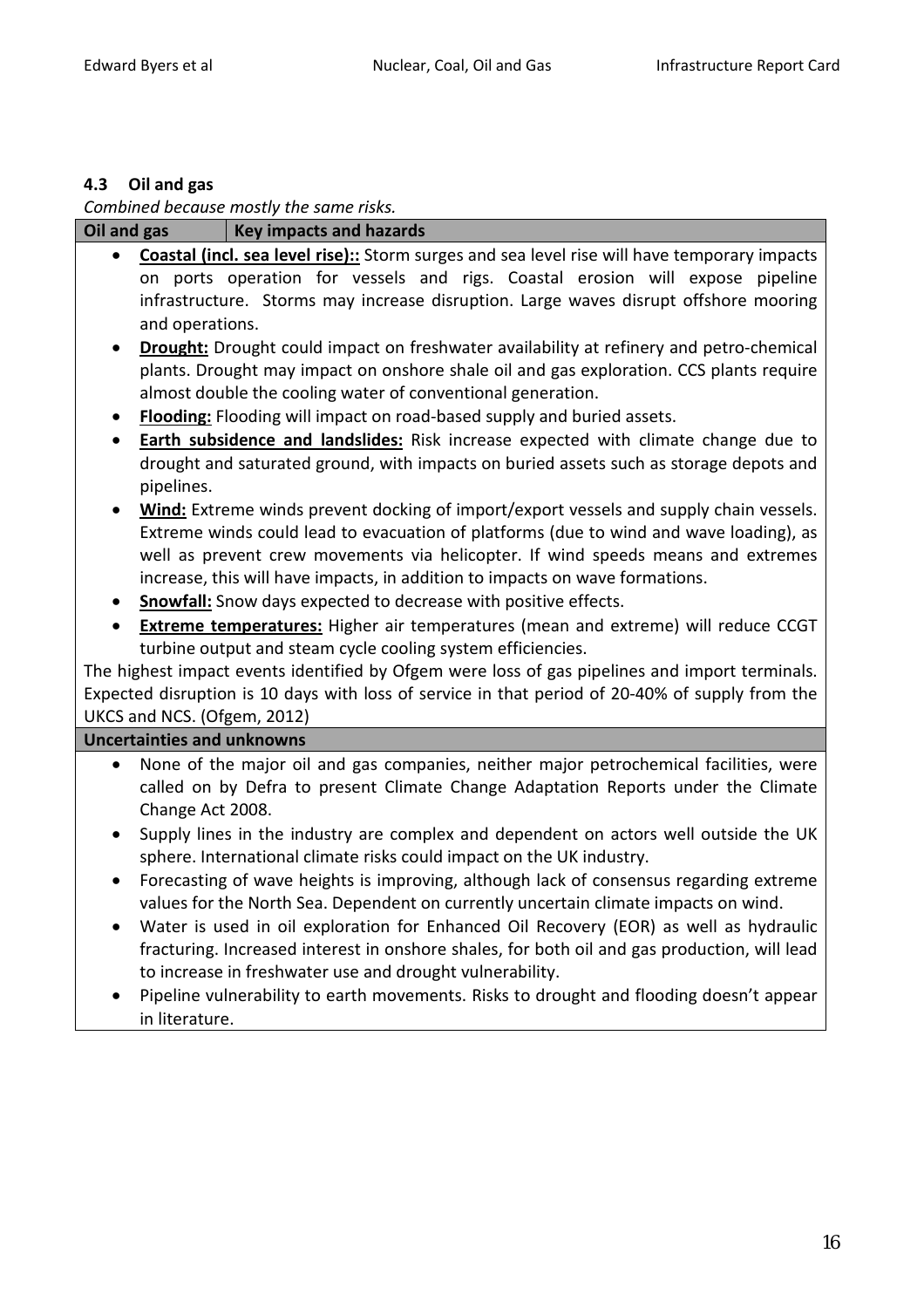### 4.3 Oil and gas

*Combined because mostly the same risks.*

| Oil and gas | Key impacts and hazards |
|---|---|

- **Coastal (incl. sea level rise)::** Storm surges and sea level rise will have temporary impacts on ports operation for vessels and rigs. Coastal erosion will expose pipeline infrastructure. Storms may increase disruption. Large waves disrupt offshore mooring and operations.
- **Drought:** Drought could impact on freshwater availability at refinery and petro-chemical plants. Drought may impact on onshore shale oil and gas exploration. CCS plants require almost double the cooling water of conventional generation.
- **Flooding:** Flooding will impact on road-based supply and buried assets.
- **Earth subsidence and landslides:** Risk increase expected with climate change due to drought and saturated ground, with impacts on buried assets such as storage depots and pipelines.
- **Wind:** Extreme winds prevent docking of import/export vessels and supply chain vessels. Extreme winds could lead to evacuation of platforms (due to wind and wave loading), as well as prevent crew movements via helicopter. If wind speeds means and extremes increase, this will have impacts, in addition to impacts on wave formations.
- **Snowfall:** Snow days expected to decrease with positive effects.
- **Extreme temperatures:** Higher air temperatures (mean and extreme) will reduce CCGT turbine output and steam cycle cooling system efficiencies.

The highest impact events identified by Ofgem were loss of gas pipelines and import terminals. Expected disruption is 10 days with loss of service in that period of 20-40% of supply from the UKCS and NCS. (Ofgem, 2012)

**Uncertainties and unknowns**

- None of the major oil and gas companies, neither major petrochemical facilities, were called on by Defra to present Climate Change Adaptation Reports under the Climate Change Act 2008.
- Supply lines in the industry are complex and dependent on actors well outside the UK sphere. International climate risks could impact on the UK industry.
- Forecasting of wave heights is improving, although lack of consensus regarding extreme values for the North Sea. Dependent on currently uncertain climate impacts on wind.
- Water is used in oil exploration for Enhanced Oil Recovery (EOR) as well as hydraulic fracturing. Increased interest in onshore shales, for both oil and gas production, will lead to increase in freshwater use and drought vulnerability.
- Pipeline vulnerability to earth movements. Risks to drought and flooding doesn't appear in literature.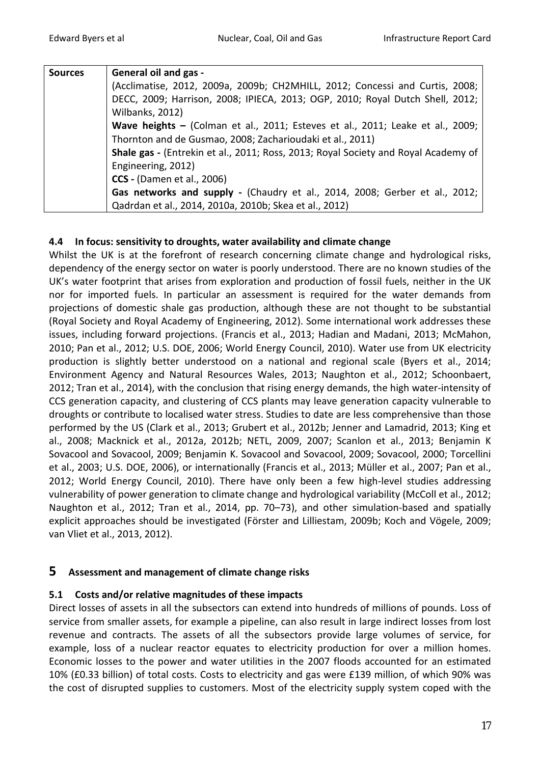| Sources | **General oil and gas -** (Acclimatise, 2012, 2009a, 2009b; CH2MHILL, 2012; Concessi and Curtis, 2008; DECC, 2009; Harrison, 2008; IPIECA, 2013; OGP, 2010; Royal Dutch Shell, 2012; Wilbanks, 2012) **Wave heights –** (Colman et al., 2011; Esteves et al., 2011; Leake et al., 2009; Thornton and de Gusmao, 2008; Zacharioudaki et al., 2011) **Shale gas -** (Entrekin et al., 2011; Ross, 2013; Royal Society and Royal Academy of Engineering, 2012) **CCS -** (Damen et al., 2006) **Gas networks and supply -** (Chaudry et al., 2014, 2008; Gerber et al., 2012; Qadrdan et al., 2014, 2010a, 2010b; Skea et al., 2012) |
|---|---|

### 4.4 In focus: sensitivity to droughts, water availability and climate change

Whilst the UK is at the forefront of research concerning climate change and hydrological risks, dependency of the energy sector on water is poorly understood. There are no known studies of the UK's water footprint that arises from exploration and production of fossil fuels, neither in the UK nor for imported fuels. In particular an assessment is required for the water demands from projections of domestic shale gas production, although these are not thought to be substantial (Royal Society and Royal Academy of Engineering, 2012). Some international work addresses these issues, including forward projections. (Francis et al., 2013; Hadian and Madani, 2013; McMahon, 2010; Pan et al., 2012; U.S. DOE, 2006; World Energy Council, 2010). Water use from UK electricity production is slightly better understood on a national and regional scale (Byers et al., 2014; Environment Agency and Natural Resources Wales, 2013; Naughton et al., 2012; Schoonbaert, 2012; Tran et al., 2014), with the conclusion that rising energy demands, the high water-intensity of CCS generation capacity, and clustering of CCS plants may leave generation capacity vulnerable to droughts or contribute to localised water stress. Studies to date are less comprehensive than those performed by the US (Clark et al., 2013; Grubert et al., 2012b; Jenner and Lamadrid, 2013; King et al., 2008; Macknick et al., 2012a, 2012b; NETL, 2009, 2007; Scanlon et al., 2013; Benjamin K Sovacool and Sovacool, 2009; Benjamin K. Sovacool and Sovacool, 2009; Sovacool, 2000; Torcellini et al., 2003; U.S. DOE, 2006), or internationally (Francis et al., 2013; Müller et al., 2007; Pan et al., 2012; World Energy Council, 2010). There have only been a few high-level studies addressing vulnerability of power generation to climate change and hydrological variability (McColl et al., 2012; Naughton et al., 2012; Tran et al., 2014, pp. 70–73), and other simulation-based and spatially explicit approaches should be investigated (Förster and Lilliestam, 2009b; Koch and Vögele, 2009; van Vliet et al., 2013, 2012).

## 5 Assessment and management of climate change risks

### 5.1 Costs and/or relative magnitudes of these impacts

Direct losses of assets in all the subsectors can extend into hundreds of millions of pounds. Loss of service from smaller assets, for example a pipeline, can also result in large indirect losses from lost revenue and contracts. The assets of all the subsectors provide large volumes of service, for example, loss of a nuclear reactor equates to electricity production for over a million homes. Economic losses to the power and water utilities in the 2007 floods accounted for an estimated 10% (£0.33 billion) of total costs. Costs to electricity and gas were £139 million, of which 90% was the cost of disrupted supplies to customers. Most of the electricity supply system coped with the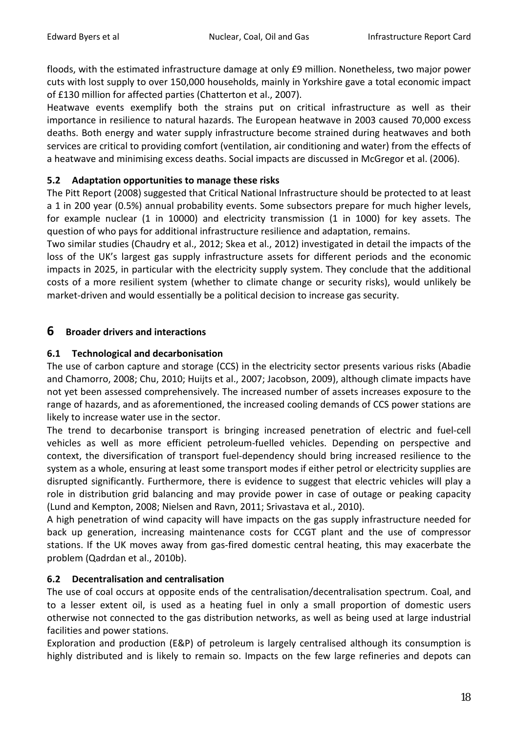floods, with the estimated infrastructure damage at only £9 million. Nonetheless, two major power cuts with lost supply to over 150,000 households, mainly in Yorkshire gave a total economic impact of £130 million for affected parties (Chatterton et al., 2007).

Heatwave events exemplify both the strains put on critical infrastructure as well as their importance in resilience to natural hazards. The European heatwave in 2003 caused 70,000 excess deaths. Both energy and water supply infrastructure become strained during heatwaves and both services are critical to providing comfort (ventilation, air conditioning and water) from the effects of a heatwave and minimising excess deaths. Social impacts are discussed in McGregor et al. (2006).

### 5.2 Adaptation opportunities to manage these risks

The Pitt Report (2008) suggested that Critical National Infrastructure should be protected to at least a 1 in 200 year (0.5%) annual probability events. Some subsectors prepare for much higher levels, for example nuclear (1 in 10000) and electricity transmission (1 in 1000) for key assets. The question of who pays for additional infrastructure resilience and adaptation, remains.

Two similar studies (Chaudry et al., 2012; Skea et al., 2012) investigated in detail the impacts of the loss of the UK's largest gas supply infrastructure assets for different periods and the economic impacts in 2025, in particular with the electricity supply system. They conclude that the additional costs of a more resilient system (whether to climate change or security risks), would unlikely be market-driven and would essentially be a political decision to increase gas security.

## 6 Broader drivers and interactions

### 6.1 Technological and decarbonisation

The use of carbon capture and storage (CCS) in the electricity sector presents various risks (Abadie and Chamorro, 2008; Chu, 2010; Huijts et al., 2007; Jacobson, 2009), although climate impacts have not yet been assessed comprehensively. The increased number of assets increases exposure to the range of hazards, and as aforementioned, the increased cooling demands of CCS power stations are likely to increase water use in the sector.

The trend to decarbonise transport is bringing increased penetration of electric and fuel-cell vehicles as well as more efficient petroleum-fuelled vehicles. Depending on perspective and context, the diversification of transport fuel-dependency should bring increased resilience to the system as a whole, ensuring at least some transport modes if either petrol or electricity supplies are disrupted significantly. Furthermore, there is evidence to suggest that electric vehicles will play a role in distribution grid balancing and may provide power in case of outage or peaking capacity (Lund and Kempton, 2008; Nielsen and Ravn, 2011; Srivastava et al., 2010).

A high penetration of wind capacity will have impacts on the gas supply infrastructure needed for back up generation, increasing maintenance costs for CCGT plant and the use of compressor stations. If the UK moves away from gas-fired domestic central heating, this may exacerbate the problem (Qadrdan et al., 2010b).

### 6.2 Decentralisation and centralisation

The use of coal occurs at opposite ends of the centralisation/decentralisation spectrum. Coal, and to a lesser extent oil, is used as a heating fuel in only a small proportion of domestic users otherwise not connected to the gas distribution networks, as well as being used at large industrial facilities and power stations.

Exploration and production (E&P) of petroleum is largely centralised although its consumption is highly distributed and is likely to remain so. Impacts on the few large refineries and depots can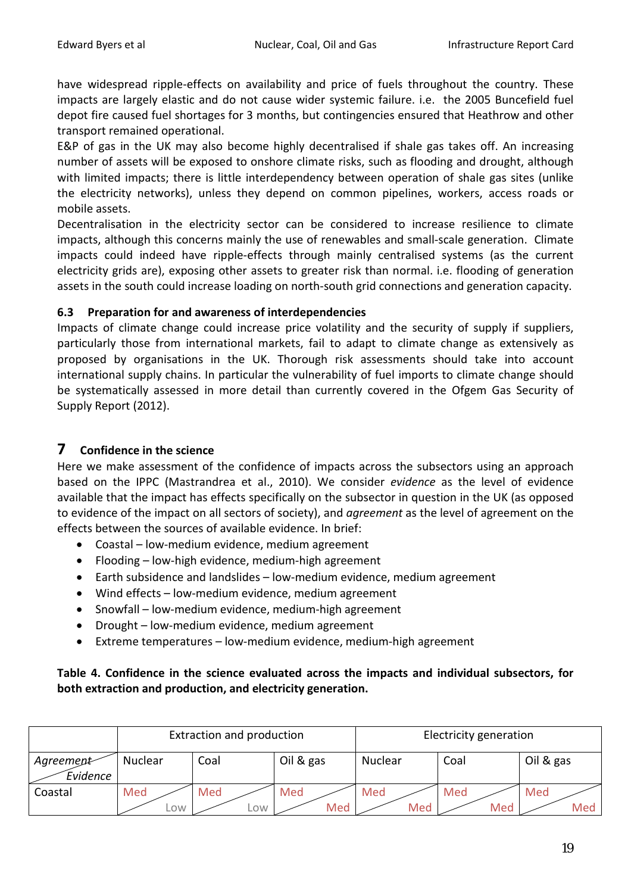have widespread ripple-effects on availability and price of fuels throughout the country. These impacts are largely elastic and do not cause wider systemic failure. i.e. the 2005 Buncefield fuel depot fire caused fuel shortages for 3 months, but contingencies ensured that Heathrow and other transport remained operational.

E&P of gas in the UK may also become highly decentralised if shale gas takes off. An increasing number of assets will be exposed to onshore climate risks, such as flooding and drought, although with limited impacts; there is little interdependency between operation of shale gas sites (unlike the electricity networks), unless they depend on common pipelines, workers, access roads or mobile assets.

Decentralisation in the electricity sector can be considered to increase resilience to climate impacts, although this concerns mainly the use of renewables and small-scale generation. Climate impacts could indeed have ripple-effects through mainly centralised systems (as the current electricity grids are), exposing other assets to greater risk than normal. i.e. flooding of generation assets in the south could increase loading on north-south grid connections and generation capacity.

### 6.3 Preparation for and awareness of interdependencies

Impacts of climate change could increase price volatility and the security of supply if suppliers, particularly those from international markets, fail to adapt to climate change as extensively as proposed by organisations in the UK. Thorough risk assessments should take into account international supply chains. In particular the vulnerability of fuel imports to climate change should be systematically assessed in more detail than currently covered in the Ofgem Gas Security of Supply Report (2012).

## 7 Confidence in the science

Here we make assessment of the confidence of impacts across the subsectors using an approach based on the IPPC (Mastrandrea et al., 2010). We consider *evidence* as the level of evidence available that the impact has effects specifically on the subsector in question in the UK (as opposed to evidence of the impact on all sectors of society), and *agreement* as the level of agreement on the effects between the sources of available evidence. In brief:

- Coastal – low-medium evidence, medium agreement
- Flooding – low-high evidence, medium-high agreement
- Earth subsidence and landslides – low-medium evidence, medium agreement
- Wind effects – low-medium evidence, medium agreement
- Snowfall – low-medium evidence, medium-high agreement
- Drought – low-medium evidence, medium agreement
- Extreme temperatures – low-medium evidence, medium-high agreement

**Table 4. Confidence in the science evaluated across the impacts and individual subsectors, for both extraction and production, and electricity generation.**

| | Extraction and production | | | Electricity generation | | |
|---|---|---|---|---|---|---|
| *Agreement* / *Evidence* | Nuclear | Coal | Oil & gas | Nuclear | Coal | Oil & gas |
| Coastal | Med / Low | Med / Low | Med / Med | Med / Med | Med / Med | Med / Med |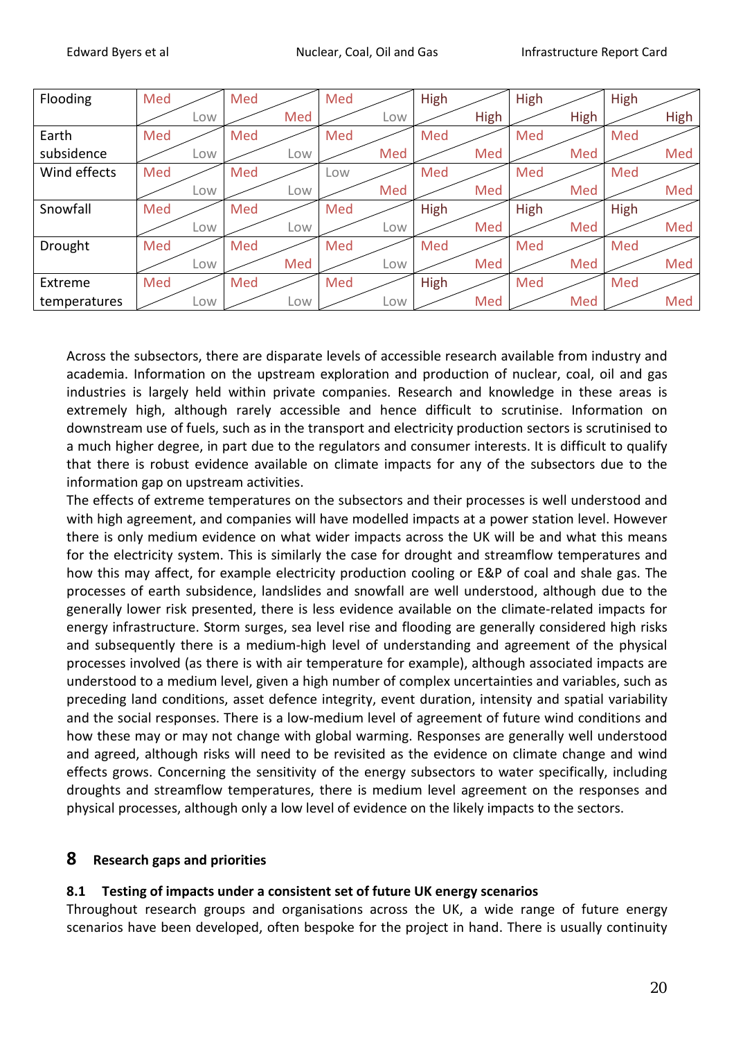| Flooding | Med / Low | Med / Med | Med / Low | High / High | High / High | High / High |
|---|---|---|---|---|---|---|
| Earth subsidence | Med / Low | Med / Low | Med / Med | Med / Med | Med / Med | Med / Med |
| Wind effects | Med / Low | Med / Low | Low / Med | Med / Med | Med / Med | Med / Med |
| Snowfall | Med / Low | Med / Low | Med / Low | High / Med | High / Med | High / Med |
| Drought | Med / Low | Med / Med | Med / Low | Med / Med | Med / Med | Med / Med |
| Extreme temperatures | Med / Low | Med / Low | Med / Low | High / Med | Med / Med | Med / Med |

Across the subsectors, there are disparate levels of accessible research available from industry and academia. Information on the upstream exploration and production of nuclear, coal, oil and gas industries is largely held within private companies. Research and knowledge in these areas is extremely high, although rarely accessible and hence difficult to scrutinise. Information on downstream use of fuels, such as in the transport and electricity production sectors is scrutinised to a much higher degree, in part due to the regulators and consumer interests. It is difficult to qualify that there is robust evidence available on climate impacts for any of the subsectors due to the information gap on upstream activities.

The effects of extreme temperatures on the subsectors and their processes is well understood and with high agreement, and companies will have modelled impacts at a power station level. However there is only medium evidence on what wider impacts across the UK will be and what this means for the electricity system. This is similarly the case for drought and streamflow temperatures and how this may affect, for example electricity production cooling or E&P of coal and shale gas. The processes of earth subsidence, landslides and snowfall are well understood, although due to the generally lower risk presented, there is less evidence available on the climate-related impacts for energy infrastructure. Storm surges, sea level rise and flooding are generally considered high risks and subsequently there is a medium-high level of understanding and agreement of the physical processes involved (as there is with air temperature for example), although associated impacts are understood to a medium level, given a high number of complex uncertainties and variables, such as preceding land conditions, asset defence integrity, event duration, intensity and spatial variability and the social responses. There is a low-medium level of agreement of future wind conditions and how these may or may not change with global warming. Responses are generally well understood and agreed, although risks will need to be revisited as the evidence on climate change and wind effects grows. Concerning the sensitivity of the energy subsectors to water specifically, including droughts and streamflow temperatures, there is medium level agreement on the responses and physical processes, although only a low level of evidence on the likely impacts to the sectors.

## 8 Research gaps and priorities

### 8.1 Testing of impacts under a consistent set of future UK energy scenarios

Throughout research groups and organisations across the UK, a wide range of future energy scenarios have been developed, often bespoke for the project in hand. There is usually continuity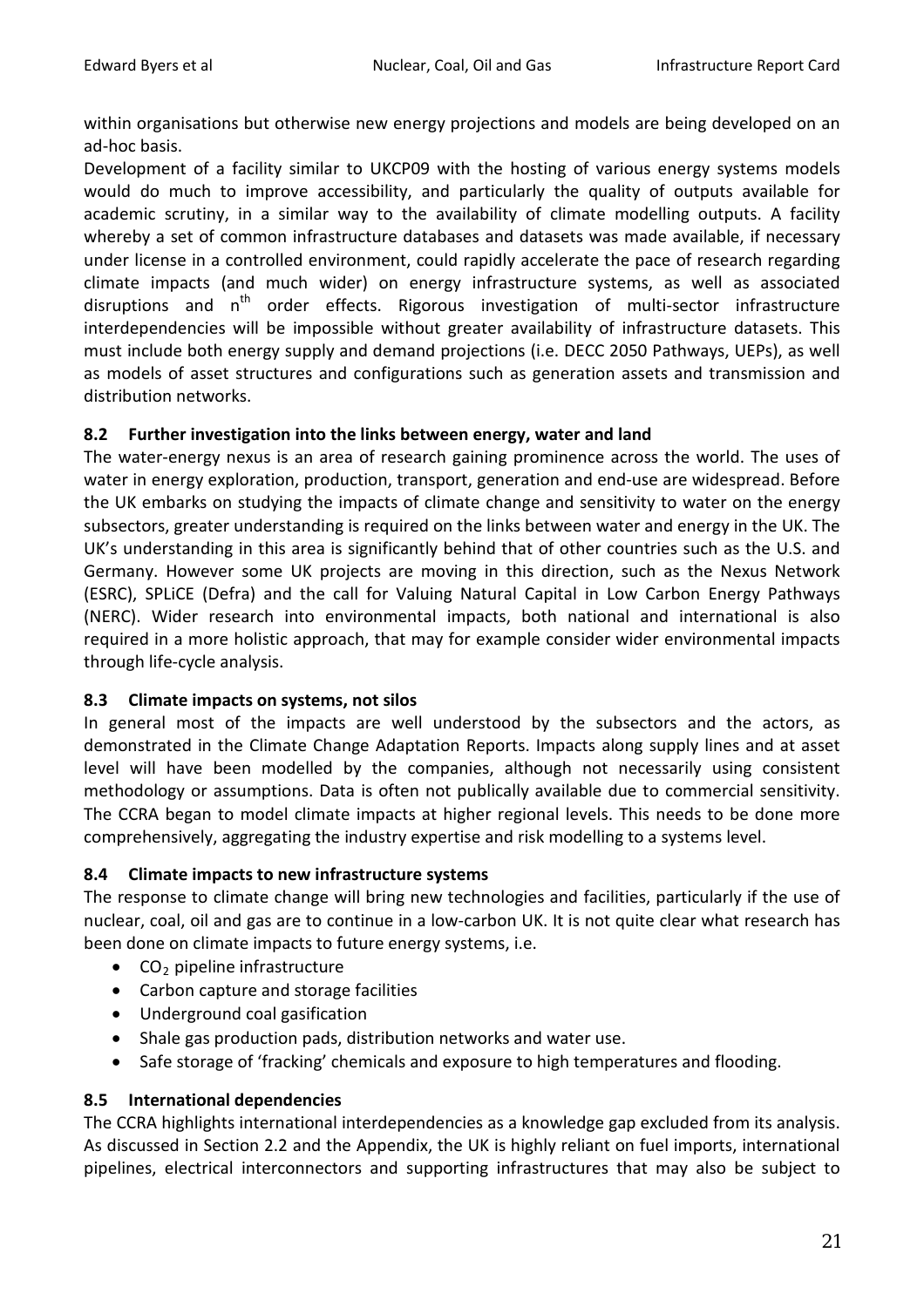within organisations but otherwise new energy projections and models are being developed on an ad-hoc basis.

Development of a facility similar to UKCP09 with the hosting of various energy systems models would do much to improve accessibility, and particularly the quality of outputs available for academic scrutiny, in a similar way to the availability of climate modelling outputs. A facility whereby a set of common infrastructure databases and datasets was made available, if necessary under license in a controlled environment, could rapidly accelerate the pace of research regarding climate impacts (and much wider) on energy infrastructure systems, as well as associated disruptions and $n^{th}$ order effects. Rigorous investigation of multi-sector infrastructure interdependencies will be impossible without greater availability of infrastructure datasets. This must include both energy supply and demand projections (i.e. DECC 2050 Pathways, UEPs), as well as models of asset structures and configurations such as generation assets and transmission and distribution networks.

### 8.2 Further investigation into the links between energy, water and land

The water-energy nexus is an area of research gaining prominence across the world. The uses of water in energy exploration, production, transport, generation and end-use are widespread. Before the UK embarks on studying the impacts of climate change and sensitivity to water on the energy subsectors, greater understanding is required on the links between water and energy in the UK. The UK's understanding in this area is significantly behind that of other countries such as the U.S. and Germany. However some UK projects are moving in this direction, such as the Nexus Network (ESRC), SPLiCE (Defra) and the call for Valuing Natural Capital in Low Carbon Energy Pathways (NERC). Wider research into environmental impacts, both national and international is also required in a more holistic approach, that may for example consider wider environmental impacts through life-cycle analysis.

### 8.3 Climate impacts on systems, not silos

In general most of the impacts are well understood by the subsectors and the actors, as demonstrated in the Climate Change Adaptation Reports. Impacts along supply lines and at asset level will have been modelled by the companies, although not necessarily using consistent methodology or assumptions. Data is often not publically available due to commercial sensitivity. The CCRA began to model climate impacts at higher regional levels. This needs to be done more comprehensively, aggregating the industry expertise and risk modelling to a systems level.

### 8.4 Climate impacts to new infrastructure systems

The response to climate change will bring new technologies and facilities, particularly if the use of nuclear, coal, oil and gas are to continue in a low-carbon UK. It is not quite clear what research has been done on climate impacts to future energy systems, i.e.

- $CO_2$ pipeline infrastructure
- Carbon capture and storage facilities
- Underground coal gasification
- Shale gas production pads, distribution networks and water use.
- Safe storage of 'fracking' chemicals and exposure to high temperatures and flooding.

### 8.5 International dependencies

The CCRA highlights international interdependencies as a knowledge gap excluded from its analysis. As discussed in Section 2.2 and the Appendix, the UK is highly reliant on fuel imports, international pipelines, electrical interconnectors and supporting infrastructures that may also be subject to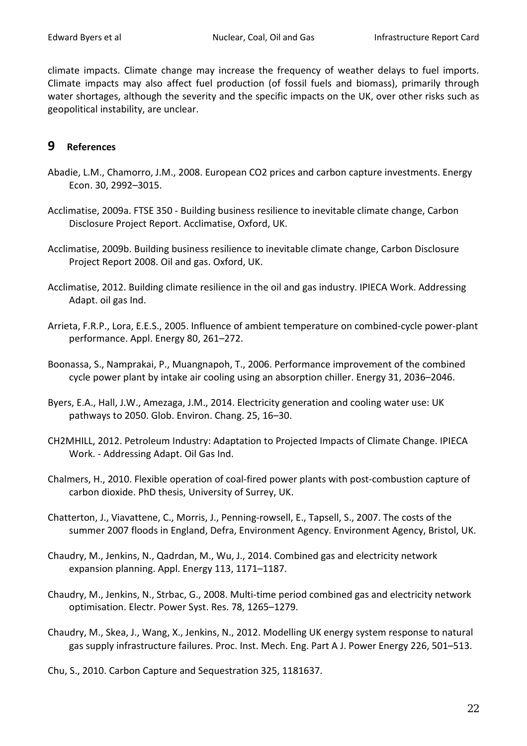climate impacts. Climate change may increase the frequency of weather delays to fuel imports. Climate impacts may also affect fuel production (of fossil fuels and biomass), primarily through water shortages, although the severity and the specific impacts on the UK, over other risks such as geopolitical instability, are unclear.

## 9 References

Abadie, L.M., Chamorro, J.M., 2008. European CO2 prices and carbon capture investments. Energy Econ. 30, 2992–3015.

Acclimatise, 2009a. FTSE 350 - Building business resilience to inevitable climate change, Carbon Disclosure Project Report. Acclimatise, Oxford, UK.

Acclimatise, 2009b. Building business resilience to inevitable climate change, Carbon Disclosure Project Report 2008. Oil and gas. Oxford, UK.

Acclimatise, 2012. Building climate resilience in the oil and gas industry. IPIECA Work. Addressing Adapt. oil gas Ind.

Arrieta, F.R.P., Lora, E.E.S., 2005. Influence of ambient temperature on combined-cycle power-plant performance. Appl. Energy 80, 261–272.

Boonassa, S., Namprakai, P., Muangnapoh, T., 2006. Performance improvement of the combined cycle power plant by intake air cooling using an absorption chiller. Energy 31, 2036–2046.

Byers, E.A., Hall, J.W., Amezaga, J.M., 2014. Electricity generation and cooling water use: UK pathways to 2050. Glob. Environ. Chang. 25, 16–30.

CH2MHILL, 2012. Petroleum Industry: Adaptation to Projected Impacts of Climate Change. IPIECA Work. - Addressing Adapt. Oil Gas Ind.

Chalmers, H., 2010. Flexible operation of coal-fired power plants with post-combustion capture of carbon dioxide. PhD thesis, University of Surrey, UK.

Chatterton, J., Viavattene, C., Morris, J., Penning-rowsell, E., Tapsell, S., 2007. The costs of the summer 2007 floods in England, Defra, Environment Agency. Environment Agency, Bristol, UK.

Chaudry, M., Jenkins, N., Qadrdan, M., Wu, J., 2014. Combined gas and electricity network expansion planning. Appl. Energy 113, 1171–1187.

Chaudry, M., Jenkins, N., Strbac, G., 2008. Multi-time period combined gas and electricity network optimisation. Electr. Power Syst. Res. 78, 1265–1279.

Chaudry, M., Skea, J., Wang, X., Jenkins, N., 2012. Modelling UK energy system response to natural gas supply infrastructure failures. Proc. Inst. Mech. Eng. Part A J. Power Energy 226, 501–513.

Chu, S., 2010. Carbon Capture and Sequestration 325, 1181637.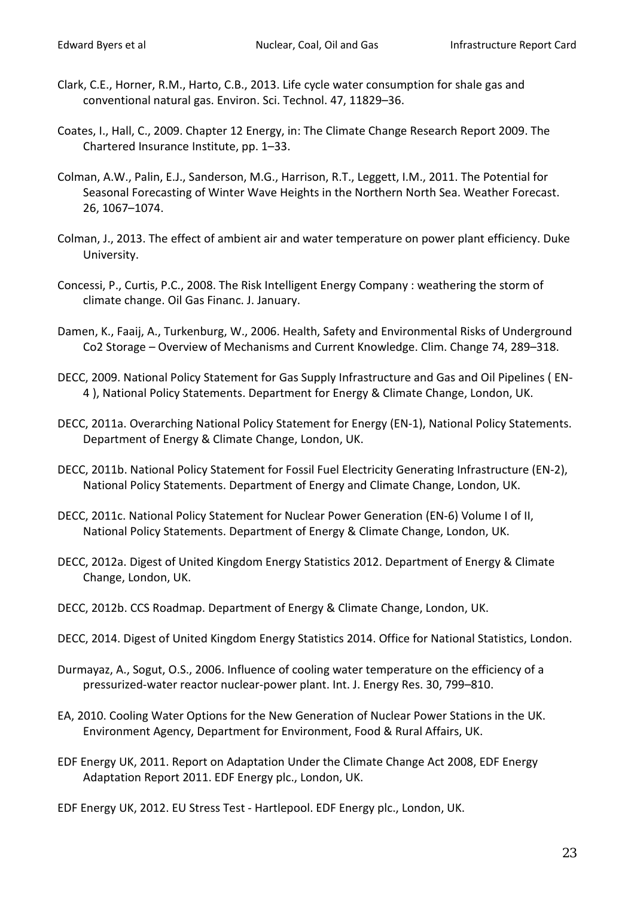Clark, C.E., Horner, R.M., Harto, C.B., 2013. Life cycle water consumption for shale gas and conventional natural gas. Environ. Sci. Technol. 47, 11829–36.

Coates, I., Hall, C., 2009. Chapter 12 Energy, in: The Climate Change Research Report 2009. The Chartered Insurance Institute, pp. 1–33.

Colman, A.W., Palin, E.J., Sanderson, M.G., Harrison, R.T., Leggett, I.M., 2011. The Potential for Seasonal Forecasting of Winter Wave Heights in the Northern North Sea. Weather Forecast. 26, 1067–1074.

Colman, J., 2013. The effect of ambient air and water temperature on power plant efficiency. Duke University.

Concessi, P., Curtis, P.C., 2008. The Risk Intelligent Energy Company : weathering the storm of climate change. Oil Gas Financ. J. January.

Damen, K., Faaij, A., Turkenburg, W., 2006. Health, Safety and Environmental Risks of Underground Co2 Storage – Overview of Mechanisms and Current Knowledge. Clim. Change 74, 289–318.

DECC, 2009. National Policy Statement for Gas Supply Infrastructure and Gas and Oil Pipelines ( EN-4 ), National Policy Statements. Department for Energy & Climate Change, London, UK.

DECC, 2011a. Overarching National Policy Statement for Energy (EN-1), National Policy Statements. Department of Energy & Climate Change, London, UK.

DECC, 2011b. National Policy Statement for Fossil Fuel Electricity Generating Infrastructure (EN-2), National Policy Statements. Department of Energy and Climate Change, London, UK.

DECC, 2011c. National Policy Statement for Nuclear Power Generation (EN-6) Volume I of II, National Policy Statements. Department of Energy & Climate Change, London, UK.

DECC, 2012a. Digest of United Kingdom Energy Statistics 2012. Department of Energy & Climate Change, London, UK.

DECC, 2012b. CCS Roadmap. Department of Energy & Climate Change, London, UK.

DECC, 2014. Digest of United Kingdom Energy Statistics 2014. Office for National Statistics, London.

Durmayaz, A., Sogut, O.S., 2006. Influence of cooling water temperature on the efficiency of a pressurized-water reactor nuclear-power plant. Int. J. Energy Res. 30, 799–810.

EA, 2010. Cooling Water Options for the New Generation of Nuclear Power Stations in the UK. Environment Agency, Department for Environment, Food & Rural Affairs, UK.

EDF Energy UK, 2011. Report on Adaptation Under the Climate Change Act 2008, EDF Energy Adaptation Report 2011. EDF Energy plc., London, UK.

EDF Energy UK, 2012. EU Stress Test - Hartlepool. EDF Energy plc., London, UK.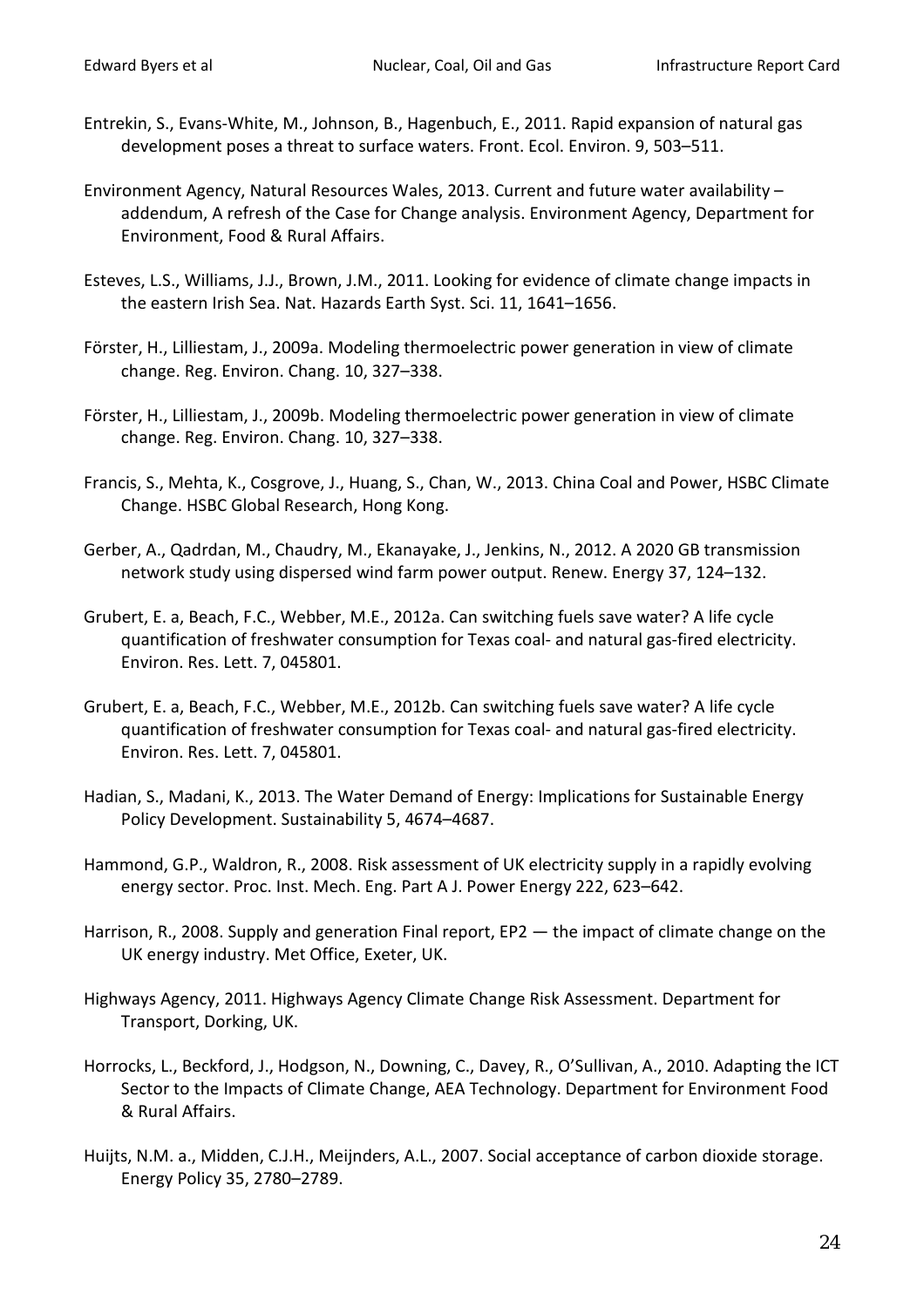Entrekin, S., Evans-White, M., Johnson, B., Hagenbuch, E., 2011. Rapid expansion of natural gas development poses a threat to surface waters. Front. Ecol. Environ. 9, 503–511.

Environment Agency, Natural Resources Wales, 2013. Current and future water availability – addendum, A refresh of the Case for Change analysis. Environment Agency, Department for Environment, Food & Rural Affairs.

Esteves, L.S., Williams, J.J., Brown, J.M., 2011. Looking for evidence of climate change impacts in the eastern Irish Sea. Nat. Hazards Earth Syst. Sci. 11, 1641–1656.

Förster, H., Lilliestam, J., 2009a. Modeling thermoelectric power generation in view of climate change. Reg. Environ. Chang. 10, 327–338.

Förster, H., Lilliestam, J., 2009b. Modeling thermoelectric power generation in view of climate change. Reg. Environ. Chang. 10, 327–338.

Francis, S., Mehta, K., Cosgrove, J., Huang, S., Chan, W., 2013. China Coal and Power, HSBC Climate Change. HSBC Global Research, Hong Kong.

Gerber, A., Qadrdan, M., Chaudry, M., Ekanayake, J., Jenkins, N., 2012. A 2020 GB transmission network study using dispersed wind farm power output. Renew. Energy 37, 124–132.

Grubert, E. a, Beach, F.C., Webber, M.E., 2012a. Can switching fuels save water? A life cycle quantification of freshwater consumption for Texas coal- and natural gas-fired electricity. Environ. Res. Lett. 7, 045801.

Grubert, E. a, Beach, F.C., Webber, M.E., 2012b. Can switching fuels save water? A life cycle quantification of freshwater consumption for Texas coal- and natural gas-fired electricity. Environ. Res. Lett. 7, 045801.

Hadian, S., Madani, K., 2013. The Water Demand of Energy: Implications for Sustainable Energy Policy Development. Sustainability 5, 4674–4687.

Hammond, G.P., Waldron, R., 2008. Risk assessment of UK electricity supply in a rapidly evolving energy sector. Proc. Inst. Mech. Eng. Part A J. Power Energy 222, 623–642.

Harrison, R., 2008. Supply and generation Final report, EP2 — the impact of climate change on the UK energy industry. Met Office, Exeter, UK.

Highways Agency, 2011. Highways Agency Climate Change Risk Assessment. Department for Transport, Dorking, UK.

Horrocks, L., Beckford, J., Hodgson, N., Downing, C., Davey, R., O'Sullivan, A., 2010. Adapting the ICT Sector to the Impacts of Climate Change, AEA Technology. Department for Environment Food & Rural Affairs.

Huijts, N.M. a., Midden, C.J.H., Meijnders, A.L., 2007. Social acceptance of carbon dioxide storage. Energy Policy 35, 2780–2789.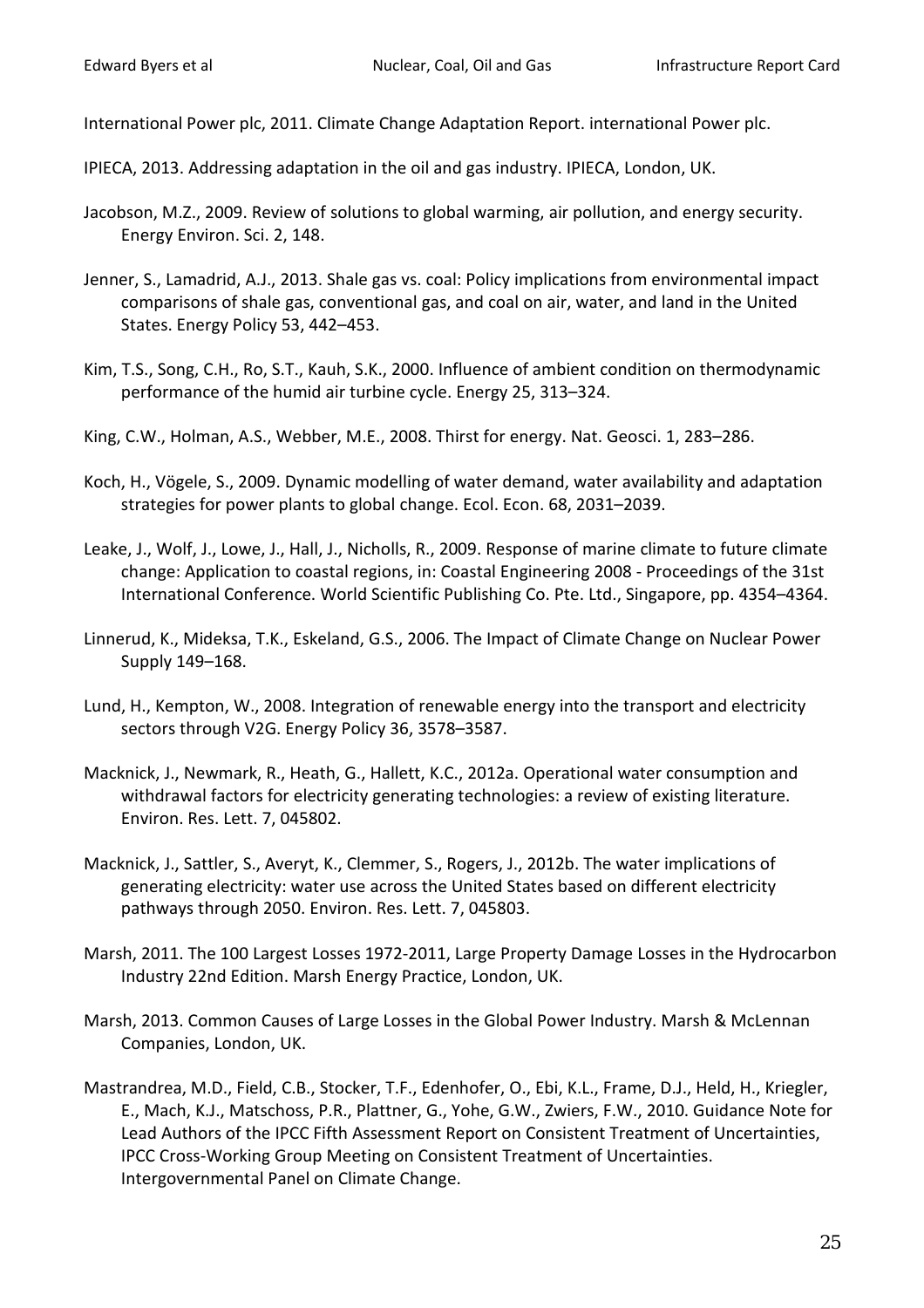International Power plc, 2011. Climate Change Adaptation Report. international Power plc.

IPIECA, 2013. Addressing adaptation in the oil and gas industry. IPIECA, London, UK.

Jacobson, M.Z., 2009. Review of solutions to global warming, air pollution, and energy security. Energy Environ. Sci. 2, 148.

Jenner, S., Lamadrid, A.J., 2013. Shale gas vs. coal: Policy implications from environmental impact comparisons of shale gas, conventional gas, and coal on air, water, and land in the United States. Energy Policy 53, 442–453.

Kim, T.S., Song, C.H., Ro, S.T., Kauh, S.K., 2000. Influence of ambient condition on thermodynamic performance of the humid air turbine cycle. Energy 25, 313–324.

King, C.W., Holman, A.S., Webber, M.E., 2008. Thirst for energy. Nat. Geosci. 1, 283–286.

Koch, H., Vögele, S., 2009. Dynamic modelling of water demand, water availability and adaptation strategies for power plants to global change. Ecol. Econ. 68, 2031–2039.

Leake, J., Wolf, J., Lowe, J., Hall, J., Nicholls, R., 2009. Response of marine climate to future climate change: Application to coastal regions, in: Coastal Engineering 2008 - Proceedings of the 31st International Conference. World Scientific Publishing Co. Pte. Ltd., Singapore, pp. 4354–4364.

Linnerud, K., Mideksa, T.K., Eskeland, G.S., 2006. The Impact of Climate Change on Nuclear Power Supply 149–168.

Lund, H., Kempton, W., 2008. Integration of renewable energy into the transport and electricity sectors through V2G. Energy Policy 36, 3578–3587.

Macknick, J., Newmark, R., Heath, G., Hallett, K.C., 2012a. Operational water consumption and withdrawal factors for electricity generating technologies: a review of existing literature. Environ. Res. Lett. 7, 045802.

Macknick, J., Sattler, S., Averyt, K., Clemmer, S., Rogers, J., 2012b. The water implications of generating electricity: water use across the United States based on different electricity pathways through 2050. Environ. Res. Lett. 7, 045803.

Marsh, 2011. The 100 Largest Losses 1972-2011, Large Property Damage Losses in the Hydrocarbon Industry 22nd Edition. Marsh Energy Practice, London, UK.

Marsh, 2013. Common Causes of Large Losses in the Global Power Industry. Marsh & McLennan Companies, London, UK.

Mastrandrea, M.D., Field, C.B., Stocker, T.F., Edenhofer, O., Ebi, K.L., Frame, D.J., Held, H., Kriegler, E., Mach, K.J., Matschoss, P.R., Plattner, G., Yohe, G.W., Zwiers, F.W., 2010. Guidance Note for Lead Authors of the IPCC Fifth Assessment Report on Consistent Treatment of Uncertainties, IPCC Cross-Working Group Meeting on Consistent Treatment of Uncertainties. Intergovernmental Panel on Climate Change.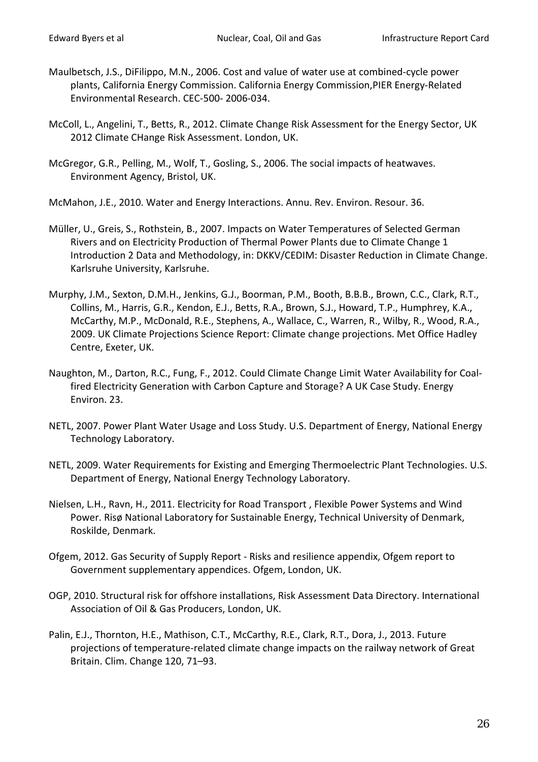Maulbetsch, J.S., DiFilippo, M.N., 2006. Cost and value of water use at combined-cycle power plants, California Energy Commission. California Energy Commission,PIER Energy-Related Environmental Research. CEC-500- 2006-034.

McColl, L., Angelini, T., Betts, R., 2012. Climate Change Risk Assessment for the Energy Sector, UK 2012 Climate CHange Risk Assessment. London, UK.

McGregor, G.R., Pelling, M., Wolf, T., Gosling, S., 2006. The social impacts of heatwaves. Environment Agency, Bristol, UK.

McMahon, J.E., 2010. Water and Energy Interactions. Annu. Rev. Environ. Resour. 36.

Müller, U., Greis, S., Rothstein, B., 2007. Impacts on Water Temperatures of Selected German Rivers and on Electricity Production of Thermal Power Plants due to Climate Change 1 Introduction 2 Data and Methodology, in: DKKV/CEDIM: Disaster Reduction in Climate Change. Karlsruhe University, Karlsruhe.

Murphy, J.M., Sexton, D.M.H., Jenkins, G.J., Boorman, P.M., Booth, B.B.B., Brown, C.C., Clark, R.T., Collins, M., Harris, G.R., Kendon, E.J., Betts, R.A., Brown, S.J., Howard, T.P., Humphrey, K.A., McCarthy, M.P., McDonald, R.E., Stephens, A., Wallace, C., Warren, R., Wilby, R., Wood, R.A., 2009. UK Climate Projections Science Report: Climate change projections. Met Office Hadley Centre, Exeter, UK.

Naughton, M., Darton, R.C., Fung, F., 2012. Could Climate Change Limit Water Availability for Coal-fired Electricity Generation with Carbon Capture and Storage? A UK Case Study. Energy Environ. 23.

NETL, 2007. Power Plant Water Usage and Loss Study. U.S. Department of Energy, National Energy Technology Laboratory.

NETL, 2009. Water Requirements for Existing and Emerging Thermoelectric Plant Technologies. U.S. Department of Energy, National Energy Technology Laboratory.

Nielsen, L.H., Ravn, H., 2011. Electricity for Road Transport , Flexible Power Systems and Wind Power. Risø National Laboratory for Sustainable Energy, Technical University of Denmark, Roskilde, Denmark.

Ofgem, 2012. Gas Security of Supply Report - Risks and resilience appendix, Ofgem report to Government supplementary appendices. Ofgem, London, UK.

OGP, 2010. Structural risk for offshore installations, Risk Assessment Data Directory. International Association of Oil & Gas Producers, London, UK.

Palin, E.J., Thornton, H.E., Mathison, C.T., McCarthy, R.E., Clark, R.T., Dora, J., 2013. Future projections of temperature-related climate change impacts on the railway network of Great Britain. Clim. Change 120, 71–93.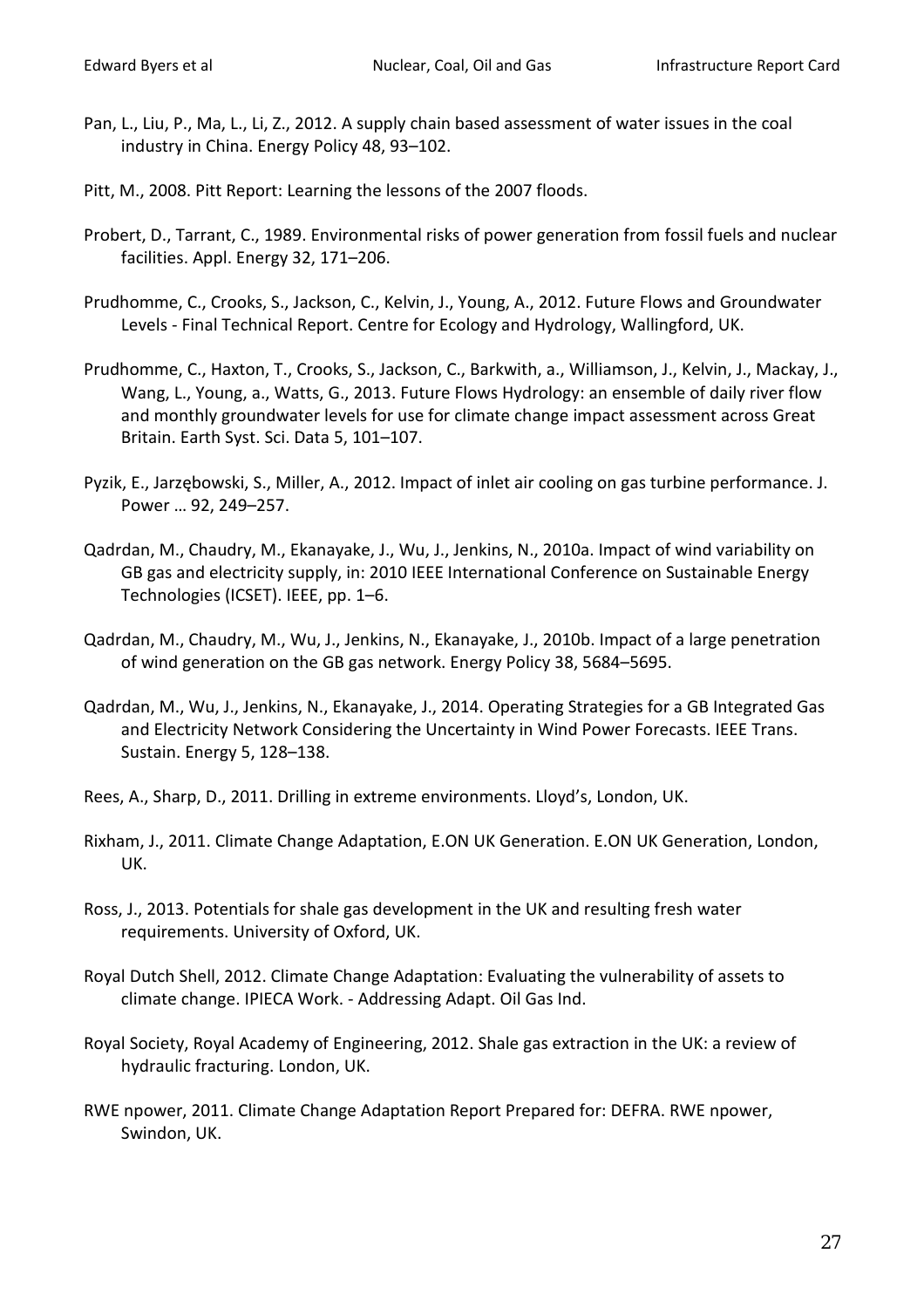Pan, L., Liu, P., Ma, L., Li, Z., 2012. A supply chain based assessment of water issues in the coal industry in China. Energy Policy 48, 93–102.

Pitt, M., 2008. Pitt Report: Learning the lessons of the 2007 floods.

Probert, D., Tarrant, C., 1989. Environmental risks of power generation from fossil fuels and nuclear facilities. Appl. Energy 32, 171–206.

Prudhomme, C., Crooks, S., Jackson, C., Kelvin, J., Young, A., 2012. Future Flows and Groundwater Levels - Final Technical Report. Centre for Ecology and Hydrology, Wallingford, UK.

Prudhomme, C., Haxton, T., Crooks, S., Jackson, C., Barkwith, a., Williamson, J., Kelvin, J., Mackay, J., Wang, L., Young, a., Watts, G., 2013. Future Flows Hydrology: an ensemble of daily river flow and monthly groundwater levels for use for climate change impact assessment across Great Britain. Earth Syst. Sci. Data 5, 101–107.

Pyzik, E., Jarzębowski, S., Miller, A., 2012. Impact of inlet air cooling on gas turbine performance. J. Power … 92, 249–257.

Qadrdan, M., Chaudry, M., Ekanayake, J., Wu, J., Jenkins, N., 2010a. Impact of wind variability on GB gas and electricity supply, in: 2010 IEEE International Conference on Sustainable Energy Technologies (ICSET). IEEE, pp. 1–6.

Qadrdan, M., Chaudry, M., Wu, J., Jenkins, N., Ekanayake, J., 2010b. Impact of a large penetration of wind generation on the GB gas network. Energy Policy 38, 5684–5695.

Qadrdan, M., Wu, J., Jenkins, N., Ekanayake, J., 2014. Operating Strategies for a GB Integrated Gas and Electricity Network Considering the Uncertainty in Wind Power Forecasts. IEEE Trans. Sustain. Energy 5, 128–138.

Rees, A., Sharp, D., 2011. Drilling in extreme environments. Lloyd's, London, UK.

Rixham, J., 2011. Climate Change Adaptation, E.ON UK Generation. E.ON UK Generation, London, UK.

Ross, J., 2013. Potentials for shale gas development in the UK and resulting fresh water requirements. University of Oxford, UK.

Royal Dutch Shell, 2012. Climate Change Adaptation: Evaluating the vulnerability of assets to climate change. IPIECA Work. - Addressing Adapt. Oil Gas Ind.

Royal Society, Royal Academy of Engineering, 2012. Shale gas extraction in the UK: a review of hydraulic fracturing. London, UK.

RWE npower, 2011. Climate Change Adaptation Report Prepared for: DEFRA. RWE npower, Swindon, UK.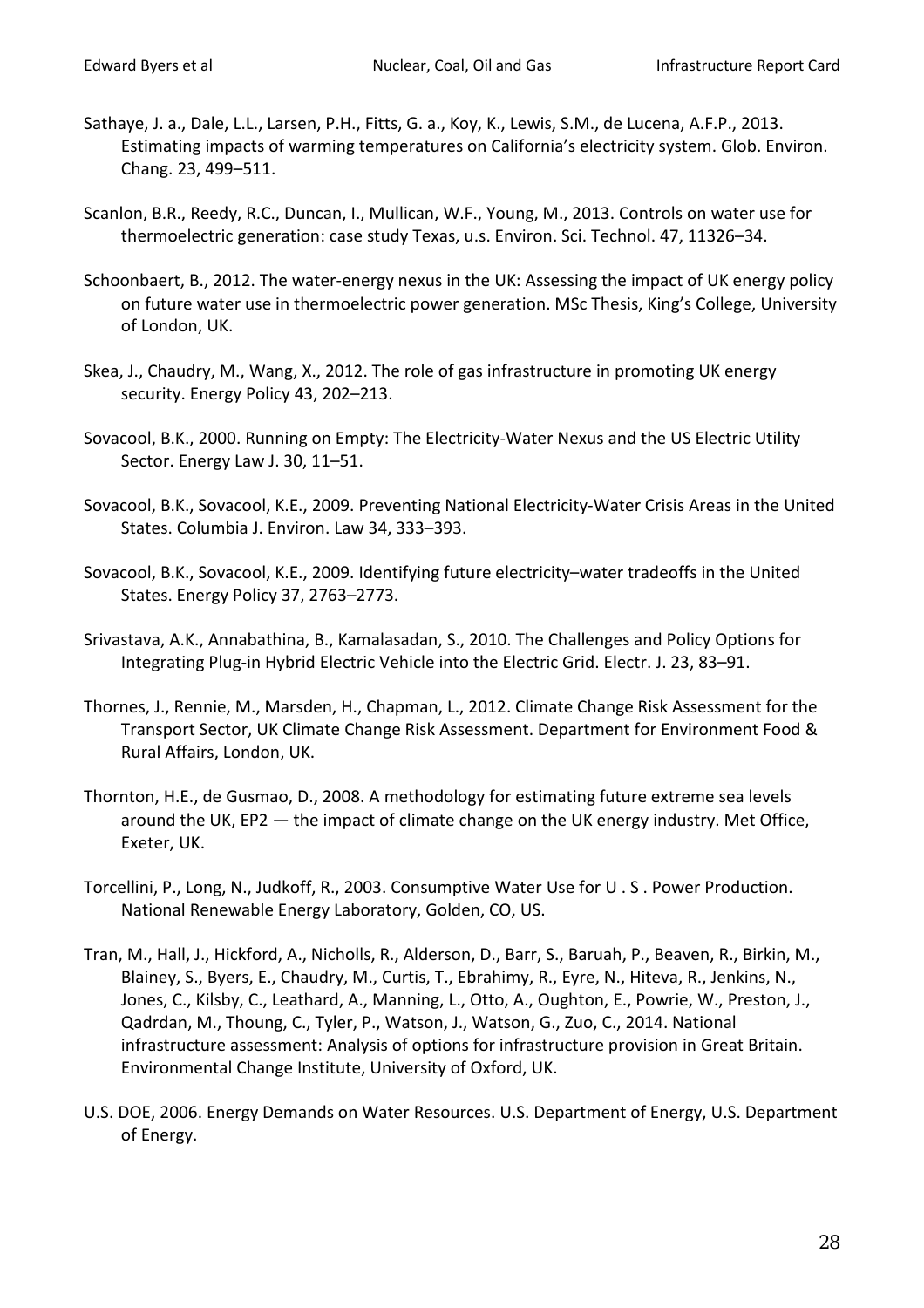Sathaye, J. a., Dale, L.L., Larsen, P.H., Fitts, G. a., Koy, K., Lewis, S.M., de Lucena, A.F.P., 2013. Estimating impacts of warming temperatures on California's electricity system. Glob. Environ. Chang. 23, 499–511.

Scanlon, B.R., Reedy, R.C., Duncan, I., Mullican, W.F., Young, M., 2013. Controls on water use for thermoelectric generation: case study Texas, u.s. Environ. Sci. Technol. 47, 11326–34.

Schoonbaert, B., 2012. The water-energy nexus in the UK: Assessing the impact of UK energy policy on future water use in thermoelectric power generation. MSc Thesis, King's College, University of London, UK.

Skea, J., Chaudry, M., Wang, X., 2012. The role of gas infrastructure in promoting UK energy security. Energy Policy 43, 202–213.

Sovacool, B.K., 2000. Running on Empty: The Electricity-Water Nexus and the US Electric Utility Sector. Energy Law J. 30, 11–51.

Sovacool, B.K., Sovacool, K.E., 2009. Preventing National Electricity-Water Crisis Areas in the United States. Columbia J. Environ. Law 34, 333–393.

Sovacool, B.K., Sovacool, K.E., 2009. Identifying future electricity–water tradeoffs in the United States. Energy Policy 37, 2763–2773.

Srivastava, A.K., Annabathina, B., Kamalasadan, S., 2010. The Challenges and Policy Options for Integrating Plug-in Hybrid Electric Vehicle into the Electric Grid. Electr. J. 23, 83–91.

Thornes, J., Rennie, M., Marsden, H., Chapman, L., 2012. Climate Change Risk Assessment for the Transport Sector, UK Climate Change Risk Assessment. Department for Environment Food & Rural Affairs, London, UK.

Thornton, H.E., de Gusmao, D., 2008. A methodology for estimating future extreme sea levels around the UK, EP2 — the impact of climate change on the UK energy industry. Met Office, Exeter, UK.

Torcellini, P., Long, N., Judkoff, R., 2003. Consumptive Water Use for U . S . Power Production. National Renewable Energy Laboratory, Golden, CO, US.

Tran, M., Hall, J., Hickford, A., Nicholls, R., Alderson, D., Barr, S., Baruah, P., Beaven, R., Birkin, M., Blainey, S., Byers, E., Chaudry, M., Curtis, T., Ebrahimy, R., Eyre, N., Hiteva, R., Jenkins, N., Jones, C., Kilsby, C., Leathard, A., Manning, L., Otto, A., Oughton, E., Powrie, W., Preston, J., Qadrdan, M., Thoung, C., Tyler, P., Watson, J., Watson, G., Zuo, C., 2014. National infrastructure assessment: Analysis of options for infrastructure provision in Great Britain. Environmental Change Institute, University of Oxford, UK.

U.S. DOE, 2006. Energy Demands on Water Resources. U.S. Department of Energy, U.S. Department of Energy.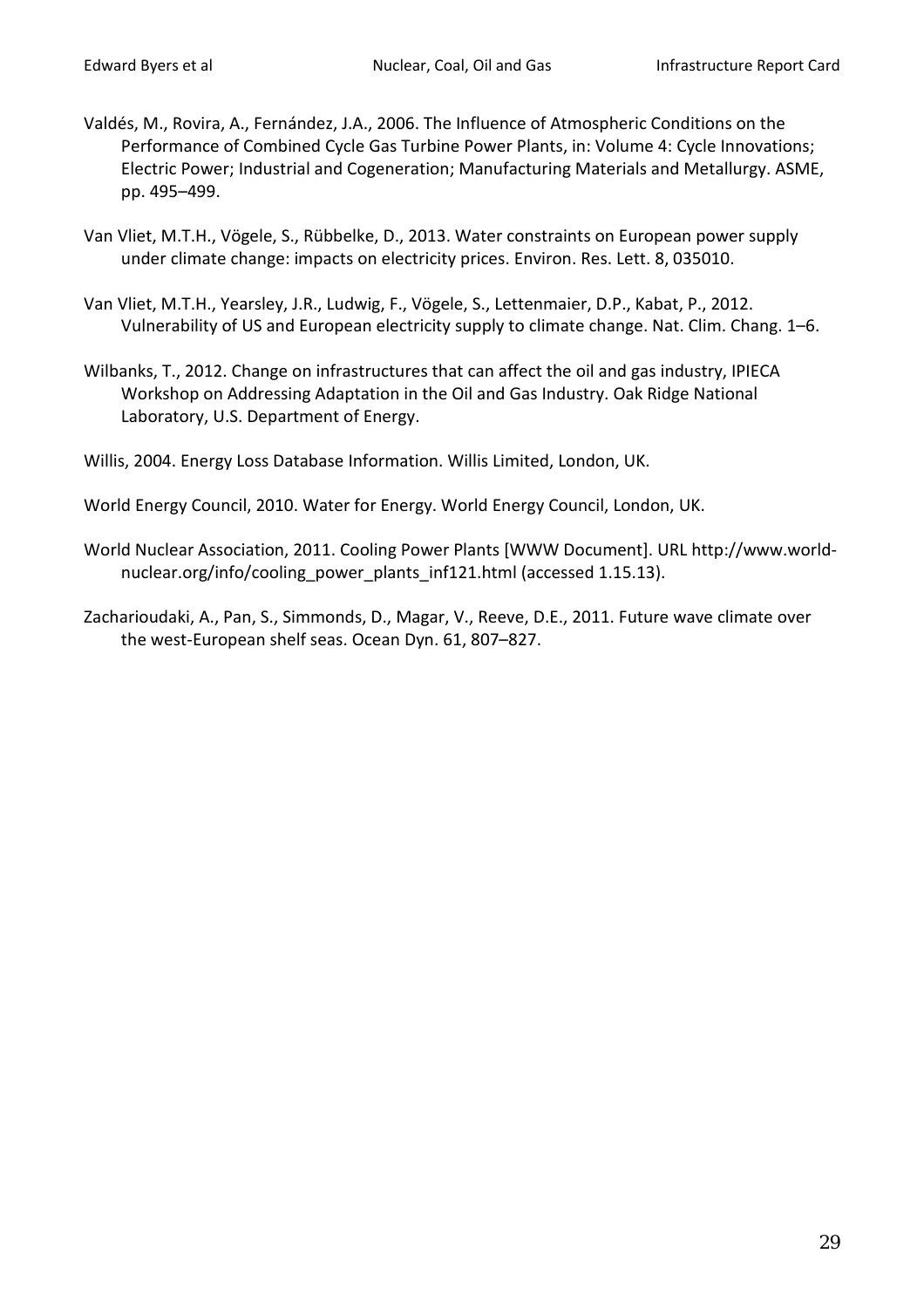Valdés, M., Rovira, A., Fernández, J.A., 2006. The Influence of Atmospheric Conditions on the Performance of Combined Cycle Gas Turbine Power Plants, in: Volume 4: Cycle Innovations; Electric Power; Industrial and Cogeneration; Manufacturing Materials and Metallurgy. ASME, pp. 495–499.

Van Vliet, M.T.H., Vögele, S., Rübbelke, D., 2013. Water constraints on European power supply under climate change: impacts on electricity prices. Environ. Res. Lett. 8, 035010.

Van Vliet, M.T.H., Yearsley, J.R., Ludwig, F., Vögele, S., Lettenmaier, D.P., Kabat, P., 2012. Vulnerability of US and European electricity supply to climate change. Nat. Clim. Chang. 1–6.

Wilbanks, T., 2012. Change on infrastructures that can affect the oil and gas industry, IPIECA Workshop on Addressing Adaptation in the Oil and Gas Industry. Oak Ridge National Laboratory, U.S. Department of Energy.

Willis, 2004. Energy Loss Database Information. Willis Limited, London, UK.

World Energy Council, 2010. Water for Energy. World Energy Council, London, UK.

World Nuclear Association, 2011. Cooling Power Plants [WWW Document]. URL http://www.world-nuclear.org/info/cooling_power_plants_inf121.html (accessed 1.15.13).

Zacharioudaki, A., Pan, S., Simmonds, D., Magar, V., Reeve, D.E., 2011. Future wave climate over the west-European shelf seas. Ocean Dyn. 61, 807–827.